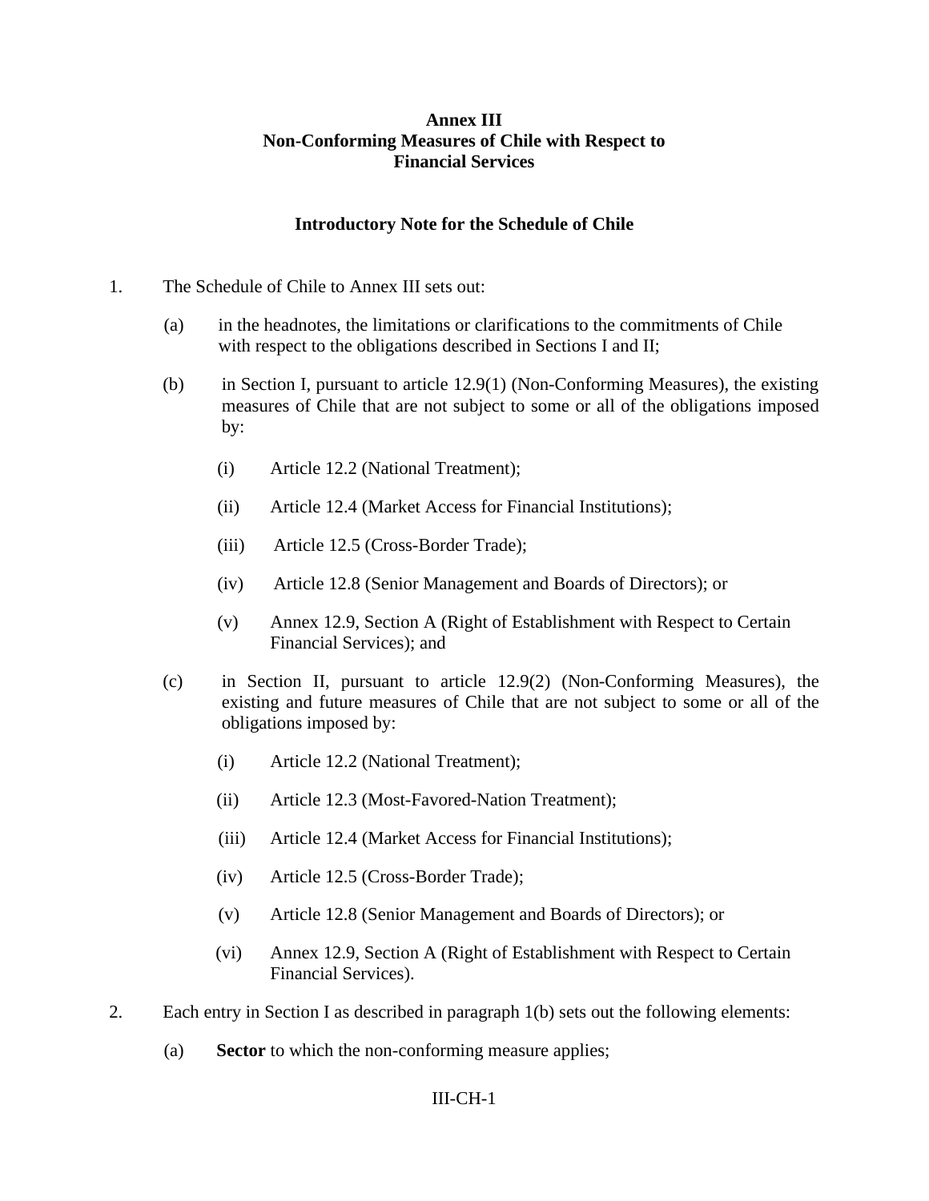# Annex III
# Non-Conforming Measures of Chile with Respect to Financial Services

## Introductory Note for the Schedule of Chile

1. The Schedule of Chile to Annex III sets out:

   (a) in the headnotes, the limitations or clarifications to the commitments of Chile with respect to the obligations described in Sections I and II;

   (b) in Section I, pursuant to article 12.9(1) (Non-Conforming Measures), the existing measures of Chile that are not subject to some or all of the obligations imposed by:

      (i) Article 12.2 (National Treatment);

      (ii) Article 12.4 (Market Access for Financial Institutions);

      (iii) Article 12.5 (Cross-Border Trade);

      (iv) Article 12.8 (Senior Management and Boards of Directors); or

      (v) Annex 12.9, Section A (Right of Establishment with Respect to Certain Financial Services); and

   (c) in Section II, pursuant to article 12.9(2) (Non-Conforming Measures), the existing and future measures of Chile that are not subject to some or all of the obligations imposed by:

      (i) Article 12.2 (National Treatment);

      (ii) Article 12.3 (Most-Favored-Nation Treatment);

      (iii) Article 12.4 (Market Access for Financial Institutions);

      (iv) Article 12.5 (Cross-Border Trade);

      (v) Article 12.8 (Senior Management and Boards of Directors); or

      (vi) Annex 12.9, Section A (Right of Establishment with Respect to Certain Financial Services).

2. Each entry in Section I as described in paragraph 1(b) sets out the following elements:

   (a) **Sector** to which the non-conforming measure applies;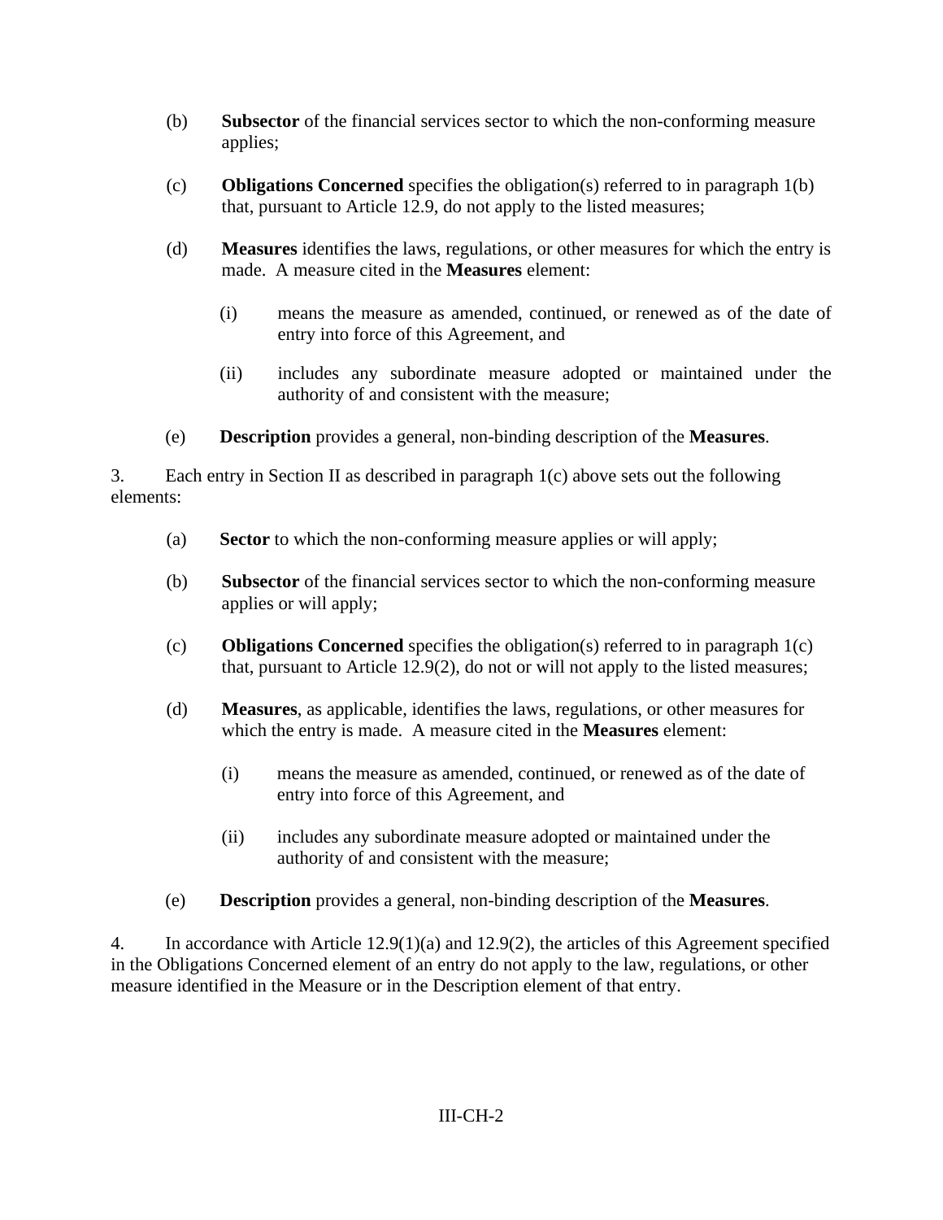(b) **Subsector** of the financial services sector to which the non-conforming measure applies;

(c) **Obligations Concerned** specifies the obligation(s) referred to in paragraph 1(b) that, pursuant to Article 12.9, do not apply to the listed measures;

(d) **Measures** identifies the laws, regulations, or other measures for which the entry is made. A measure cited in the **Measures** element:

 (i) means the measure as amended, continued, or renewed as of the date of entry into force of this Agreement, and

 (ii) includes any subordinate measure adopted or maintained under the authority of and consistent with the measure;

(e) **Description** provides a general, non-binding description of the **Measures**.

3. Each entry in Section II as described in paragraph 1(c) above sets out the following elements:

(a) **Sector** to which the non-conforming measure applies or will apply;

(b) **Subsector** of the financial services sector to which the non-conforming measure applies or will apply;

(c) **Obligations Concerned** specifies the obligation(s) referred to in paragraph 1(c) that, pursuant to Article 12.9(2), do not or will not apply to the listed measures;

(d) **Measures**, as applicable, identifies the laws, regulations, or other measures for which the entry is made. A measure cited in the **Measures** element:

 (i) means the measure as amended, continued, or renewed as of the date of entry into force of this Agreement, and

 (ii) includes any subordinate measure adopted or maintained under the authority of and consistent with the measure;

(e) **Description** provides a general, non-binding description of the **Measures**.

4. In accordance with Article 12.9(1)(a) and 12.9(2), the articles of this Agreement specified in the Obligations Concerned element of an entry do not apply to the law, regulations, or other measure identified in the Measure or in the Description element of that entry.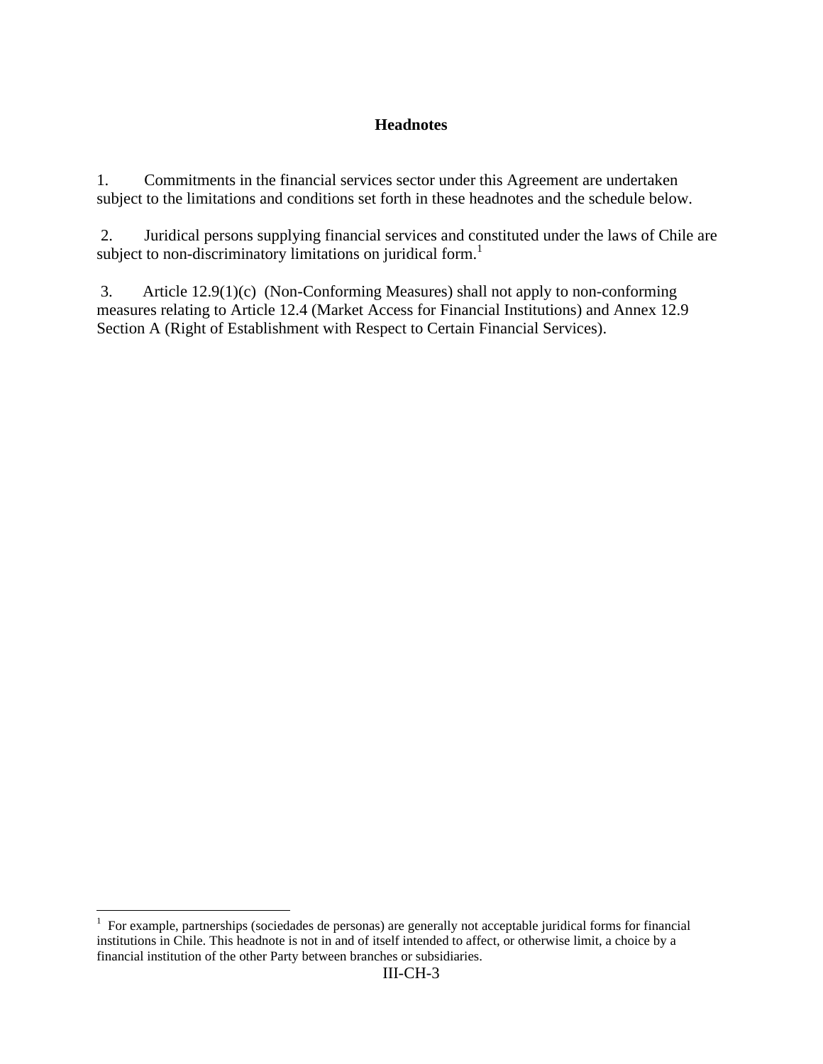## Headnotes

1. Commitments in the financial services sector under this Agreement are undertaken subject to the limitations and conditions set forth in these headnotes and the schedule below.

2. Juridical persons supplying financial services and constituted under the laws of Chile are subject to non-discriminatory limitations on juridical form.[1]

3. Article 12.9(1)(c) (Non-Conforming Measures) shall not apply to non-conforming measures relating to Article 12.4 (Market Access for Financial Institutions) and Annex 12.9 Section A (Right of Establishment with Respect to Certain Financial Services).

---

[1] For example, partnerships (sociedades de personas) are generally not acceptable juridical forms for financial institutions in Chile. This headnote is not in and of itself intended to affect, or otherwise limit, a choice by a financial institution of the other Party between branches or subsidiaries.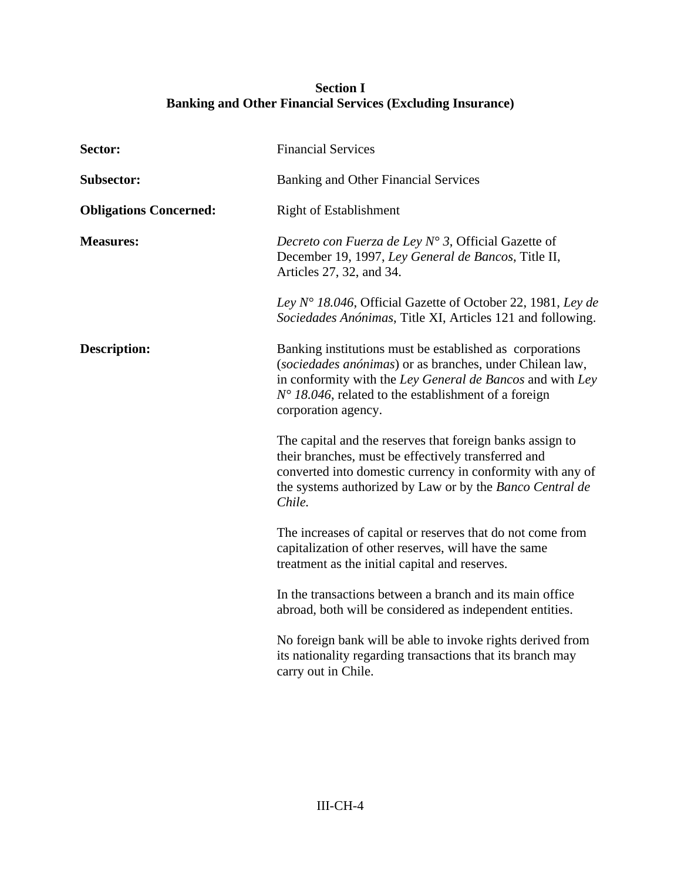**Section I**
**Banking and Other Financial Services (Excluding Insurance)**

**Sector:** Financial Services

**Subsector:** Banking and Other Financial Services

**Obligations Concerned:** Right of Establishment

**Measures:** *Decreto con Fuerza de Ley N° 3*, Official Gazette of December 19, 1997, *Ley General de Bancos*, Title II, Articles 27, 32, and 34.

*Ley N° 18.046*, Official Gazette of October 22, 1981, *Ley de Sociedades Anónimas*, Title XI, Articles 121 and following.

**Description:** Banking institutions must be established as corporations (*sociedades anónimas*) or as branches, under Chilean law, in conformity with the *Ley General de Bancos* and with *Ley N° 18.046*, related to the establishment of a foreign corporation agency.

The capital and the reserves that foreign banks assign to their branches, must be effectively transferred and converted into domestic currency in conformity with any of the systems authorized by Law or by the *Banco Central de Chile.*

The increases of capital or reserves that do not come from capitalization of other reserves, will have the same treatment as the initial capital and reserves.

In the transactions between a branch and its main office abroad, both will be considered as independent entities.

No foreign bank will be able to invoke rights derived from its nationality regarding transactions that its branch may carry out in Chile.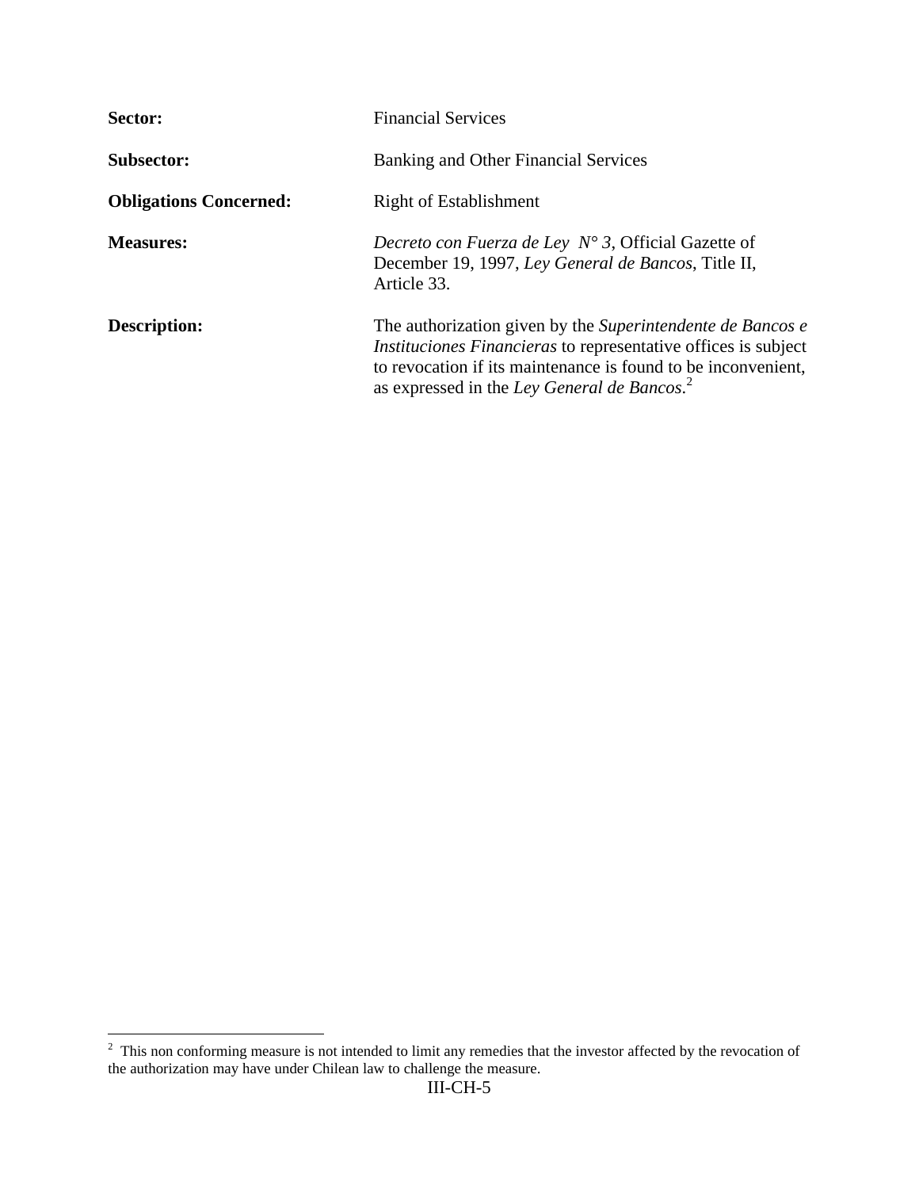**Sector:** Financial Services

**Subsector:** Banking and Other Financial Services

**Obligations Concerned:** Right of Establishment

**Measures:** *Decreto con Fuerza de Ley N° 3*, Official Gazette of December 19, 1997, *Ley General de Bancos*, Title II, Article 33.

**Description:** The authorization given by the *Superintendente de Bancos e Instituciones Financieras* to representative offices is subject to revocation if its maintenance is found to be inconvenient, as expressed in the *Ley General de Bancos*.[2]

---

[2] This non conforming measure is not intended to limit any remedies that the investor affected by the revocation of the authorization may have under Chilean law to challenge the measure.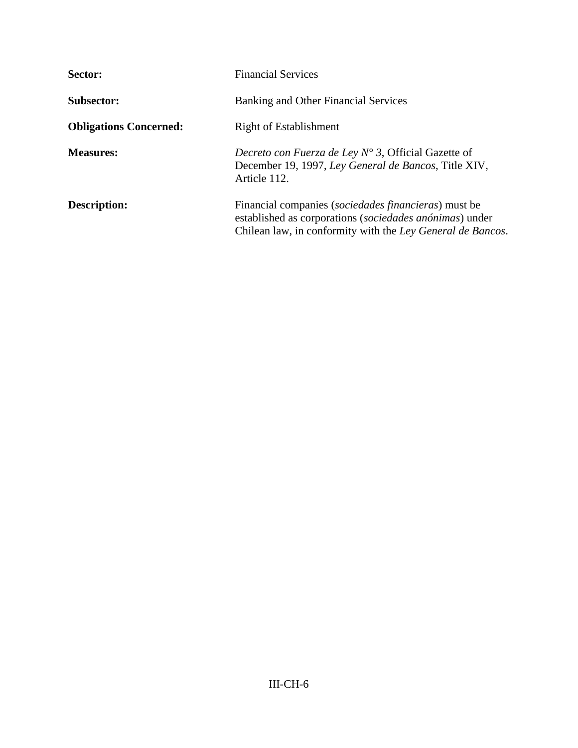**Sector:** Financial Services

**Subsector:** Banking and Other Financial Services

**Obligations Concerned:** Right of Establishment

**Measures:** *Decreto con Fuerza de Ley N° 3*, Official Gazette of December 19, 1997, *Ley General de Bancos*, Title XIV, Article 112.

**Description:** Financial companies (*sociedades financieras*) must be established as corporations (*sociedades anónimas*) under Chilean law, in conformity with the *Ley General de Bancos*.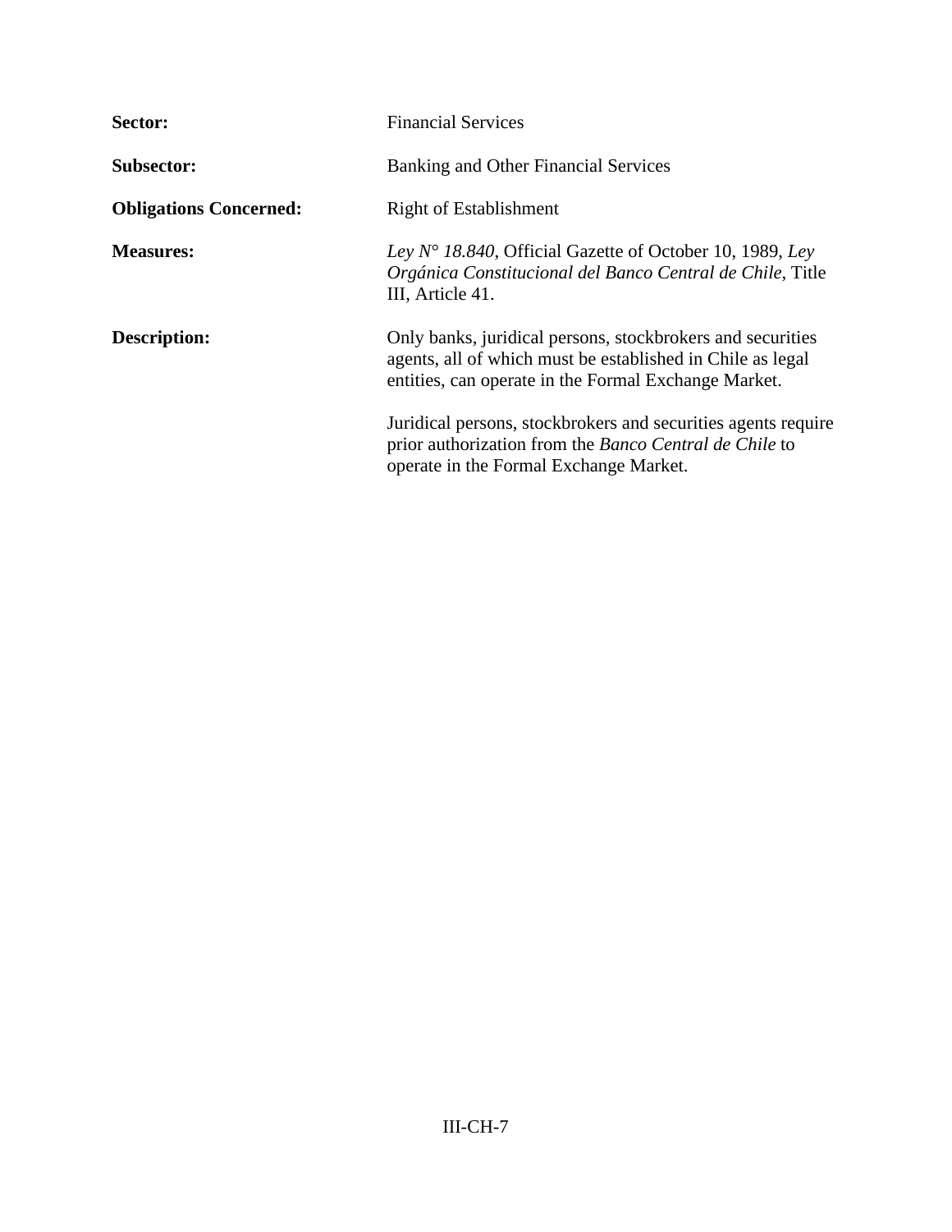**Sector:** Financial Services

**Subsector:** Banking and Other Financial Services

**Obligations Concerned:** Right of Establishment

**Measures:** *Ley N° 18.840*, Official Gazette of October 10, 1989, *Ley Orgánica Constitucional del Banco Central de Chile*, Title III, Article 41.

**Description:** Only banks, juridical persons, stockbrokers and securities agents, all of which must be established in Chile as legal entities, can operate in the Formal Exchange Market.

Juridical persons, stockbrokers and securities agents require prior authorization from the *Banco Central de Chile* to operate in the Formal Exchange Market.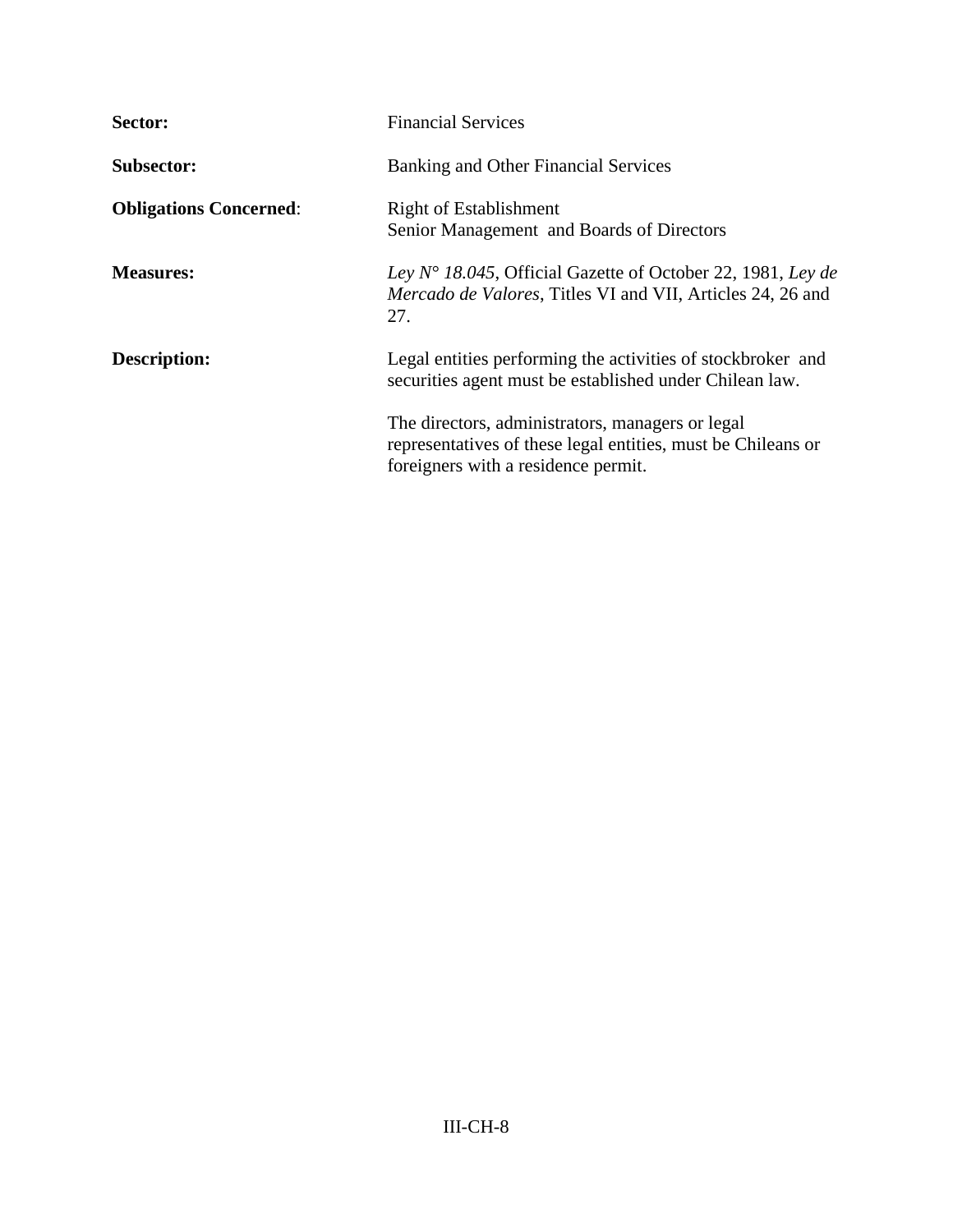**Sector:** Financial Services

**Subsector:** Banking and Other Financial Services

**Obligations Concerned**: Right of Establishment
Senior Management and Boards of Directors

**Measures:** *Ley N° 18.045*, Official Gazette of October 22, 1981, *Ley de Mercado de Valores*, Titles VI and VII, Articles 24, 26 and 27.

**Description:** Legal entities performing the activities of stockbroker and securities agent must be established under Chilean law.

The directors, administrators, managers or legal representatives of these legal entities, must be Chileans or foreigners with a residence permit.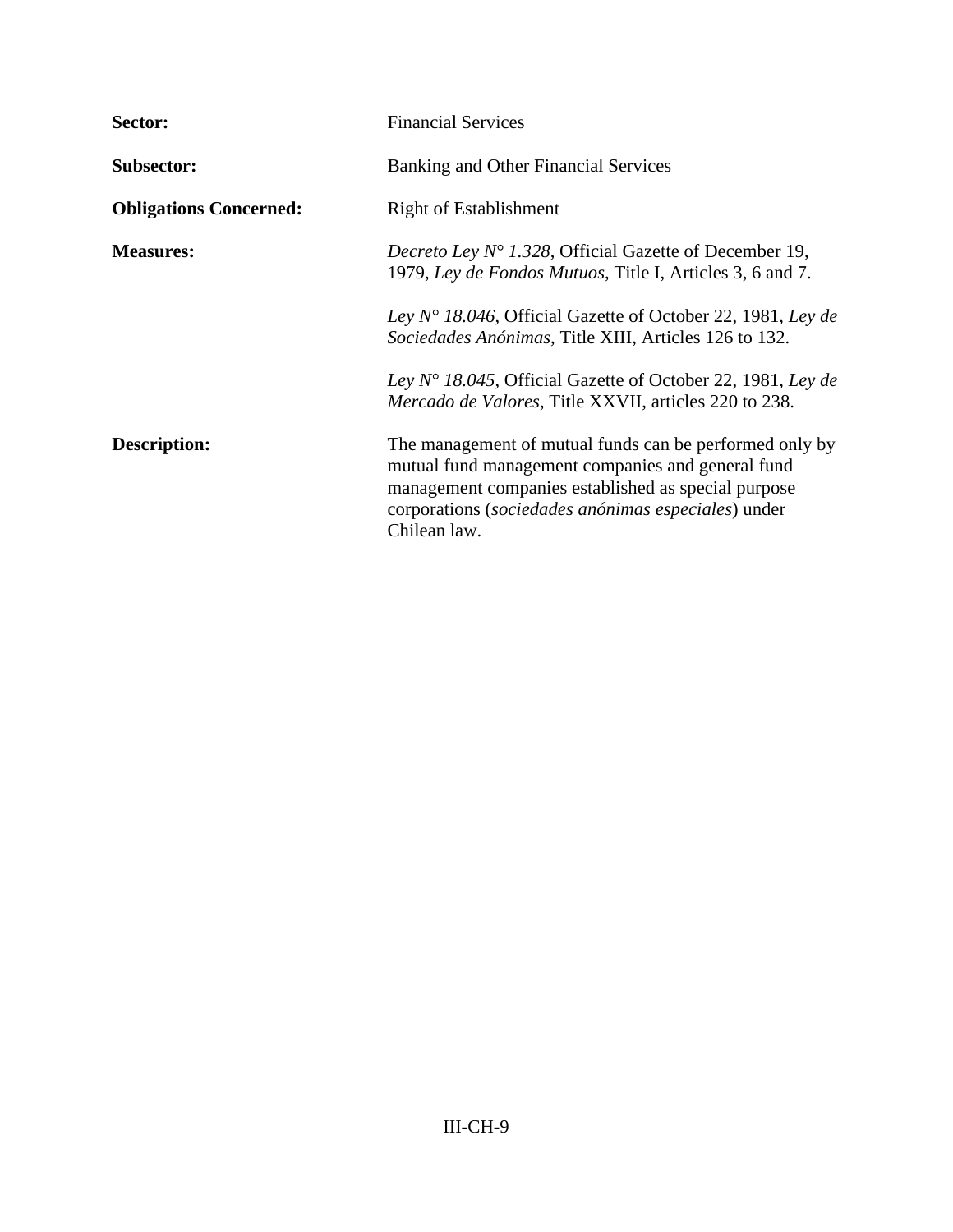| | |
|---|---|
| **Sector:** | Financial Services |
| **Subsector:** | Banking and Other Financial Services |
| **Obligations Concerned:** | Right of Establishment |
| **Measures:** | *Decreto Ley N° 1.328*, Official Gazette of December 19, 1979, *Ley de Fondos Mutuos*, Title I, Articles 3, 6 and 7.<br><br>*Ley N° 18.046*, Official Gazette of October 22, 1981, *Ley de Sociedades Anónimas*, Title XIII, Articles 126 to 132.<br><br>*Ley N° 18.045*, Official Gazette of October 22, 1981, *Ley de Mercado de Valores*, Title XXVII, articles 220 to 238. |
| **Description:** | The management of mutual funds can be performed only by mutual fund management companies and general fund management companies established as special purpose corporations (*sociedades anónimas especiales*) under Chilean law. |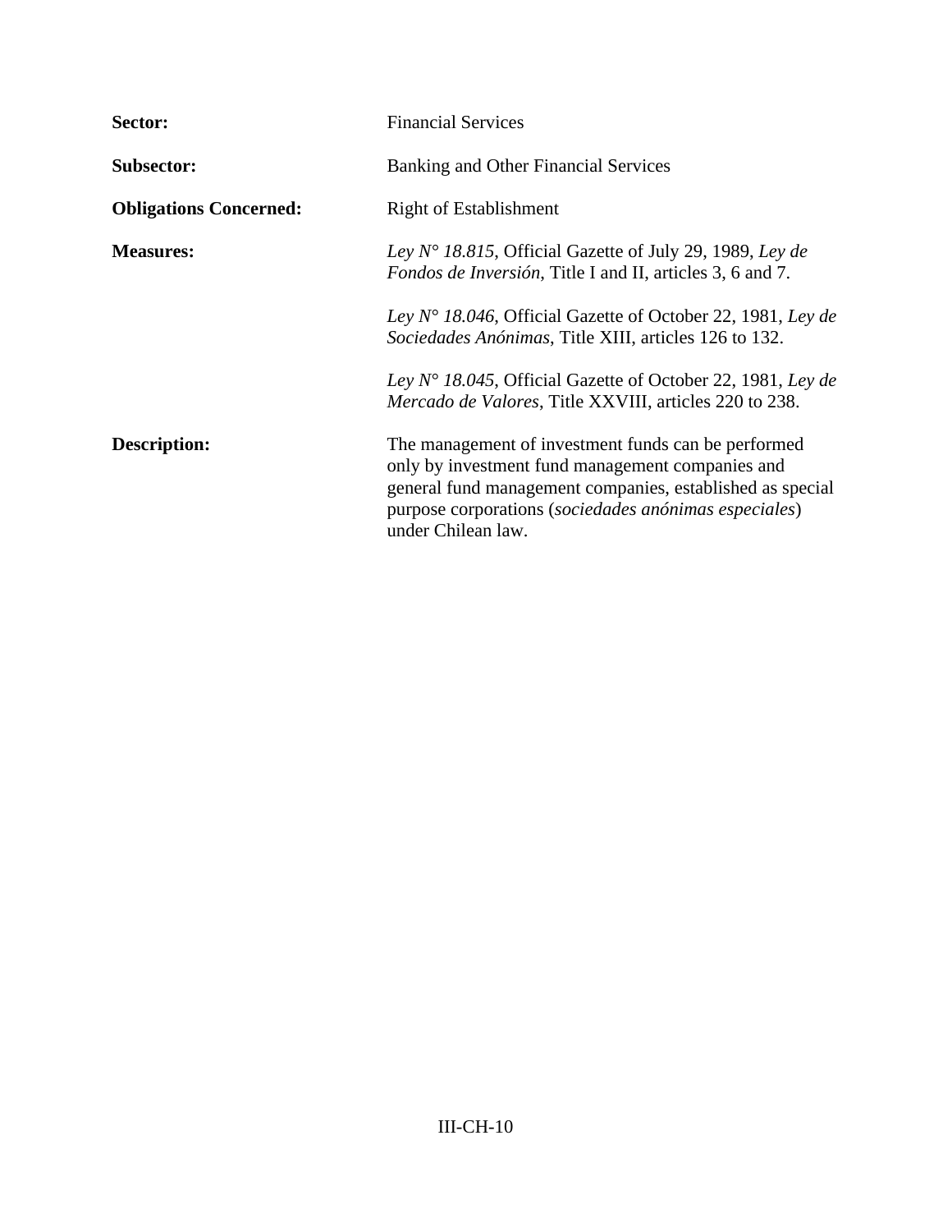| | |
|---|---|
| **Sector:** | Financial Services |
| **Subsector:** | Banking and Other Financial Services |
| **Obligations Concerned:** | Right of Establishment |
| **Measures:** | *Ley N° 18.815*, Official Gazette of July 29, 1989, *Ley de Fondos de Inversión*, Title I and II, articles 3, 6 and 7.<br><br>*Ley N° 18.046*, Official Gazette of October 22, 1981, *Ley de Sociedades Anónimas*, Title XIII, articles 126 to 132.<br><br>*Ley N° 18.045*, Official Gazette of October 22, 1981, *Ley de Mercado de Valores*, Title XXVIII, articles 220 to 238. |
| **Description:** | The management of investment funds can be performed only by investment fund management companies and general fund management companies, established as special purpose corporations (*sociedades anónimas especiales*) under Chilean law. |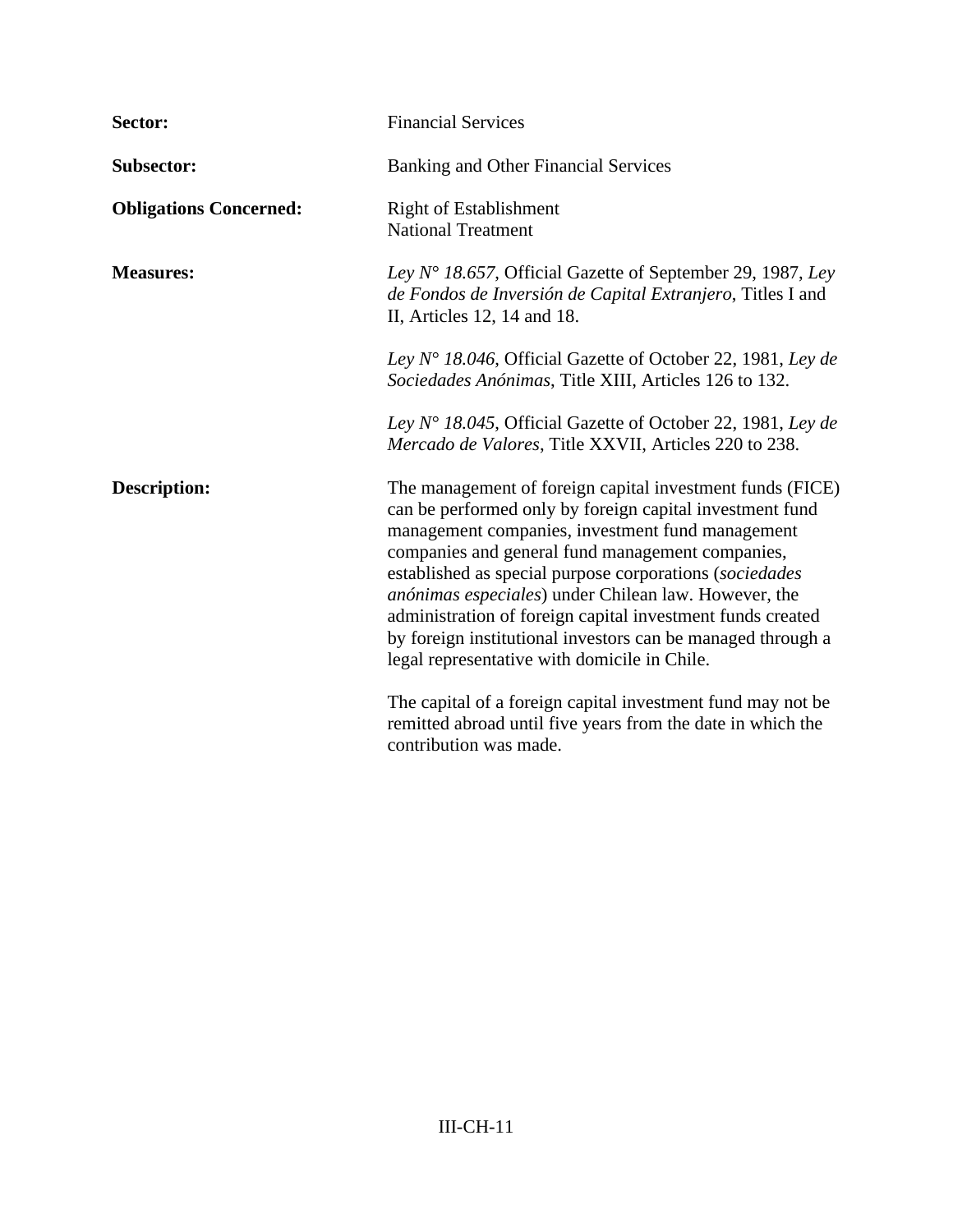**Sector:** Financial Services

**Subsector:** Banking and Other Financial Services

**Obligations Concerned:** Right of Establishment
National Treatment

**Measures:** *Ley N° 18.657*, Official Gazette of September 29, 1987, *Ley de Fondos de Inversión de Capital Extranjero*, Titles I and II, Articles 12, 14 and 18.

*Ley N° 18.046*, Official Gazette of October 22, 1981, *Ley de Sociedades Anónimas*, Title XIII, Articles 126 to 132.

*Ley N° 18.045*, Official Gazette of October 22, 1981, *Ley de Mercado de Valores*, Title XXVII, Articles 220 to 238.

**Description:** The management of foreign capital investment funds (FICE) can be performed only by foreign capital investment fund management companies, investment fund management companies and general fund management companies, established as special purpose corporations (*sociedades anónimas especiales*) under Chilean law. However, the administration of foreign capital investment funds created by foreign institutional investors can be managed through a legal representative with domicile in Chile.

The capital of a foreign capital investment fund may not be remitted abroad until five years from the date in which the contribution was made.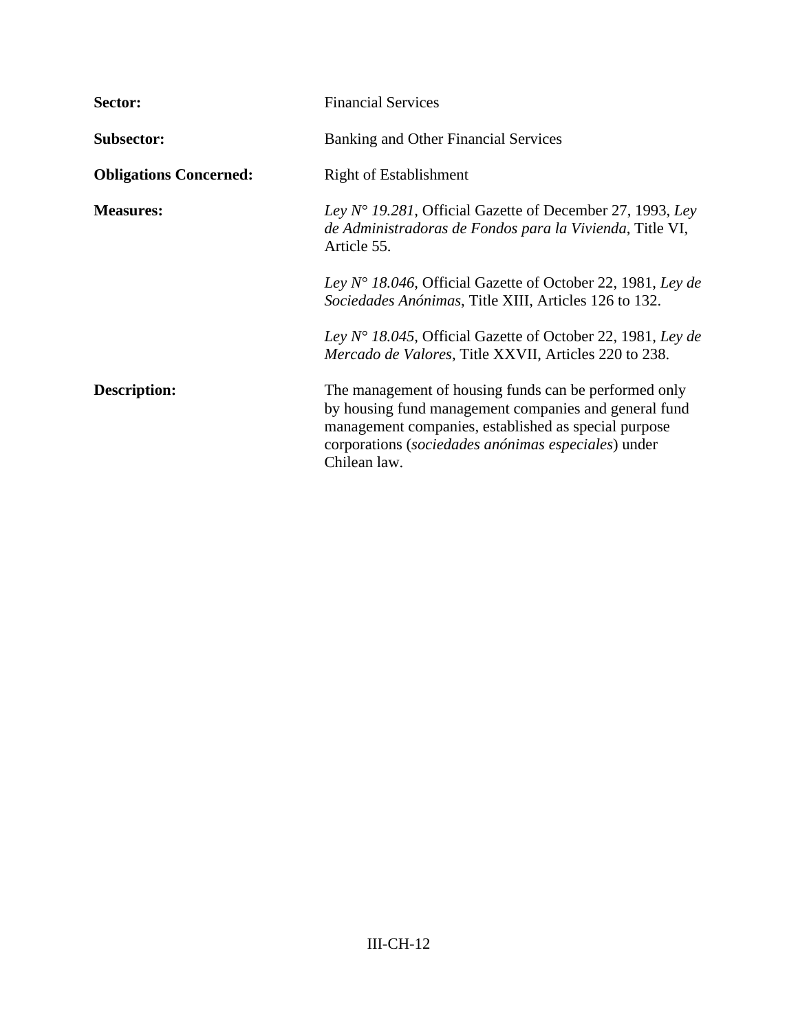**Sector:** Financial Services

**Subsector:** Banking and Other Financial Services

**Obligations Concerned:** Right of Establishment

**Measures:** *Ley N° 19.281*, Official Gazette of December 27, 1993, *Ley de Administradoras de Fondos para la Vivienda*, Title VI, Article 55.

*Ley N° 18.046*, Official Gazette of October 22, 1981, *Ley de Sociedades Anónimas*, Title XIII, Articles 126 to 132.

*Ley N° 18.045*, Official Gazette of October 22, 1981, *Ley de Mercado de Valores*, Title XXVII, Articles 220 to 238.

**Description:** The management of housing funds can be performed only by housing fund management companies and general fund management companies, established as special purpose corporations (*sociedades anónimas especiales*) under Chilean law.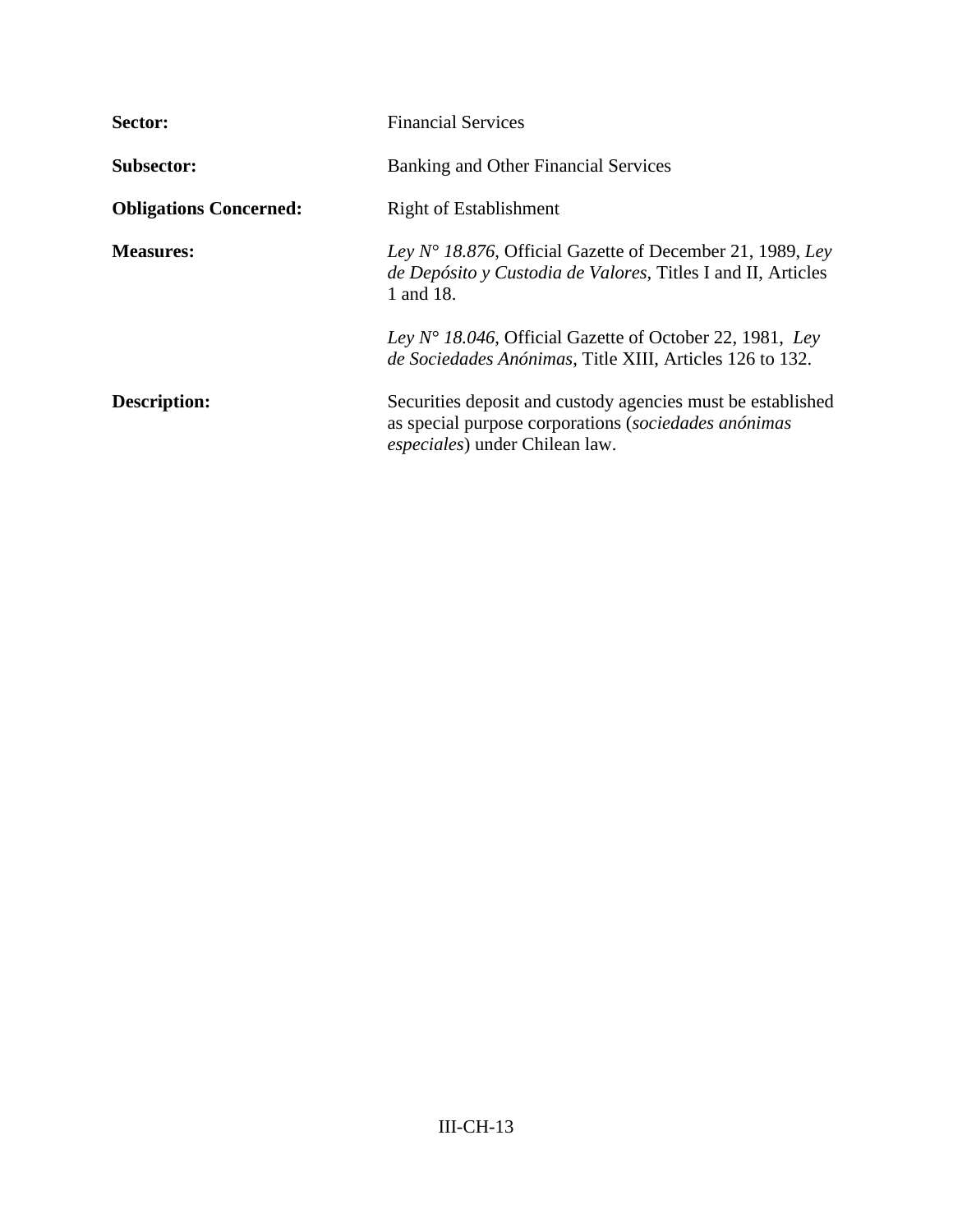**Sector:** Financial Services

**Subsector:** Banking and Other Financial Services

**Obligations Concerned:** Right of Establishment

**Measures:** *Ley N° 18.876*, Official Gazette of December 21, 1989, *Ley de Depósito y Custodia de Valores*, Titles I and II, Articles 1 and 18.

*Ley N° 18.046*, Official Gazette of October 22, 1981, *Ley de Sociedades Anónimas*, Title XIII, Articles 126 to 132.

**Description:** Securities deposit and custody agencies must be established as special purpose corporations (*sociedades anónimas especiales*) under Chilean law.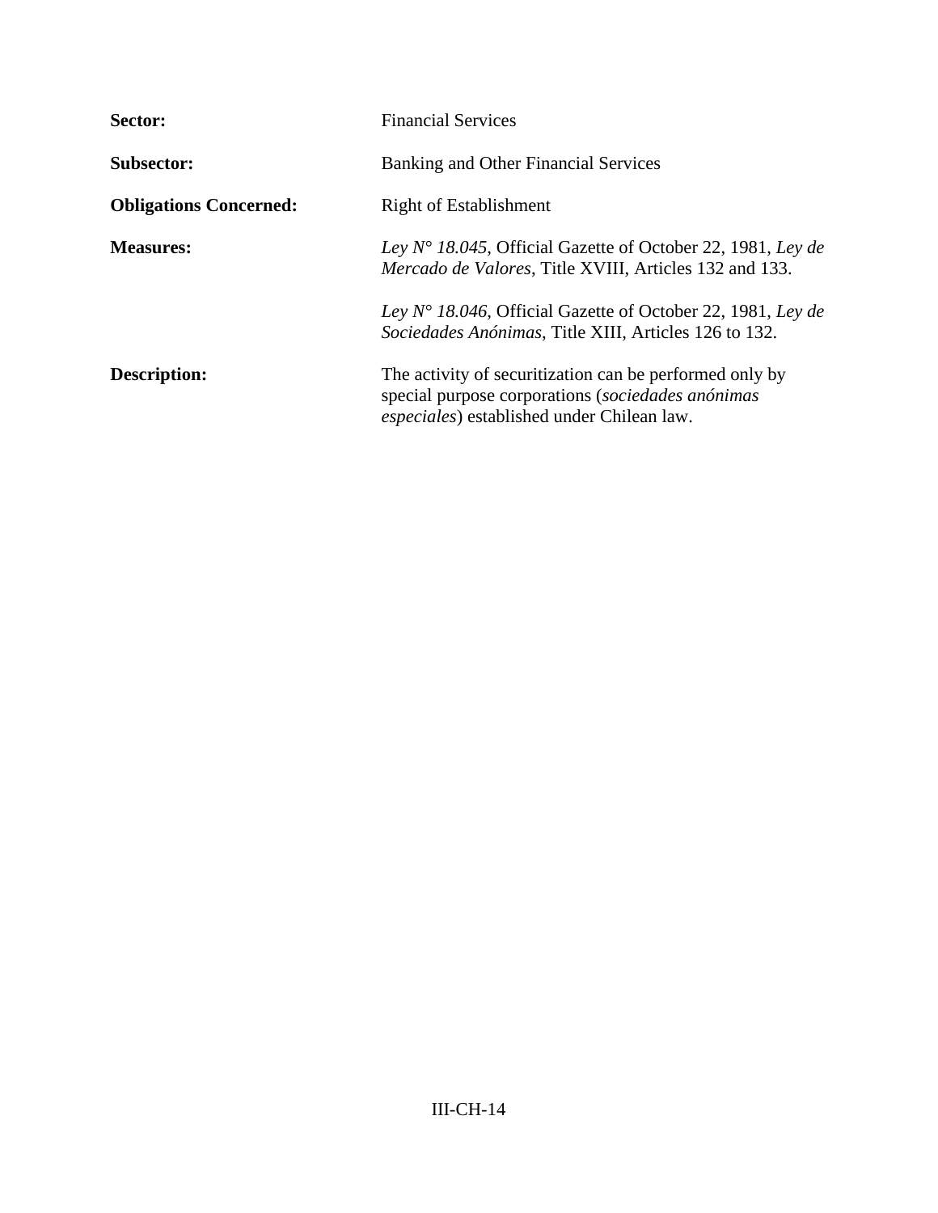| | |
|---|---|
| **Sector:** | Financial Services |
| **Subsector:** | Banking and Other Financial Services |
| **Obligations Concerned:** | Right of Establishment |
| **Measures:** | *Ley N° 18.045*, Official Gazette of October 22, 1981, *Ley de Mercado de Valores*, Title XVIII, Articles 132 and 133.<br><br>*Ley N° 18.046*, Official Gazette of October 22, 1981, *Ley de Sociedades Anónimas*, Title XIII, Articles 126 to 132. |
| **Description:** | The activity of securitization can be performed only by special purpose corporations (*sociedades anónimas especiales*) established under Chilean law. |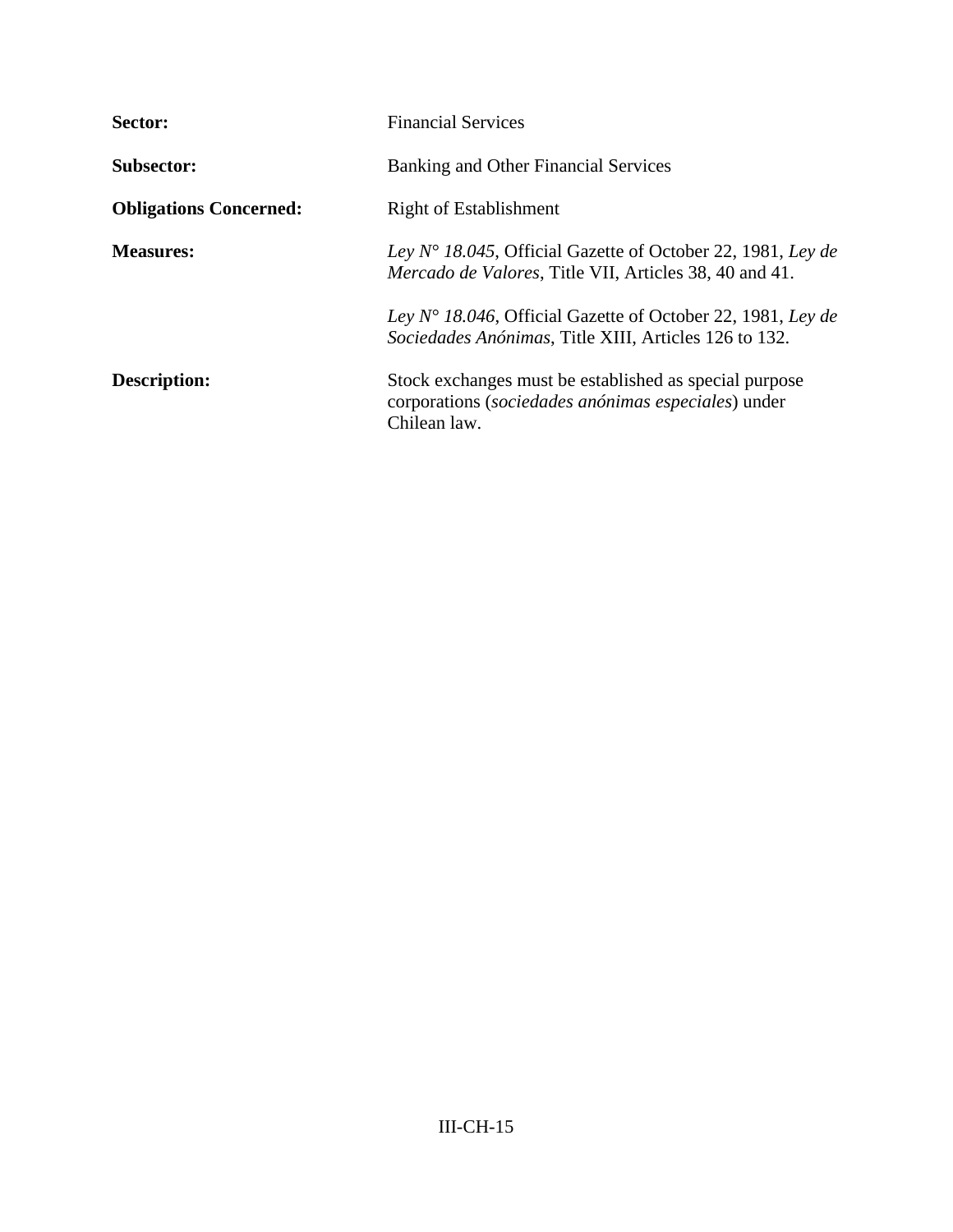**Sector:** Financial Services

**Subsector:** Banking and Other Financial Services

**Obligations Concerned:** Right of Establishment

**Measures:** *Ley N° 18.045*, Official Gazette of October 22, 1981, *Ley de Mercado de Valores*, Title VII, Articles 38, 40 and 41.

*Ley N° 18.046*, Official Gazette of October 22, 1981, *Ley de Sociedades Anónimas*, Title XIII, Articles 126 to 132.

**Description:** Stock exchanges must be established as special purpose corporations (*sociedades anónimas especiales*) under Chilean law.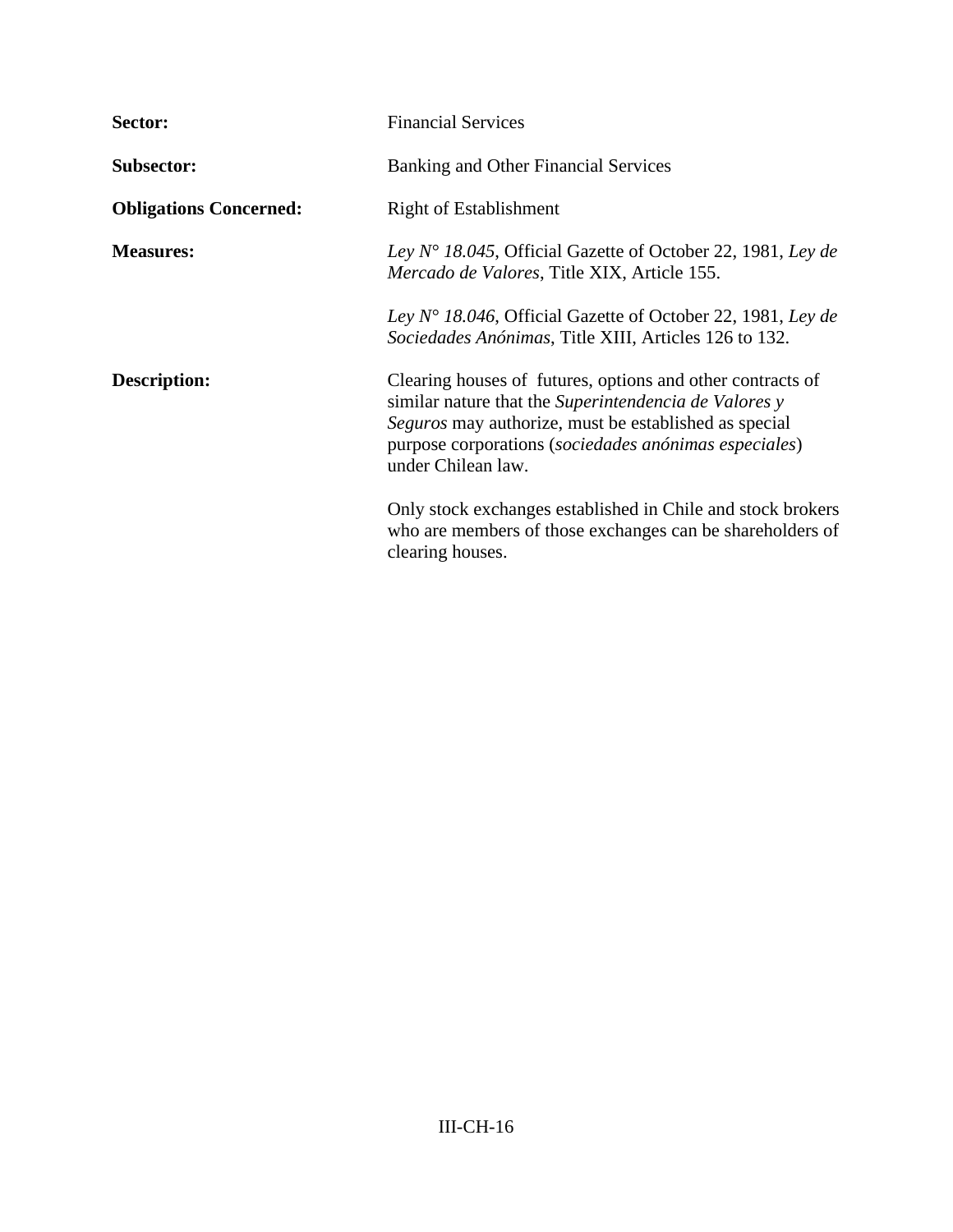**Sector:** Financial Services

**Subsector:** Banking and Other Financial Services

**Obligations Concerned:** Right of Establishment

**Measures:** *Ley N° 18.045*, Official Gazette of October 22, 1981, *Ley de Mercado de Valores*, Title XIX, Article 155.

*Ley N° 18.046*, Official Gazette of October 22, 1981, *Ley de Sociedades Anónimas*, Title XIII, Articles 126 to 132.

**Description:** Clearing houses of futures, options and other contracts of similar nature that the *Superintendencia de Valores y Seguros* may authorize, must be established as special purpose corporations (*sociedades anónimas especiales*) under Chilean law.

Only stock exchanges established in Chile and stock brokers who are members of those exchanges can be shareholders of clearing houses.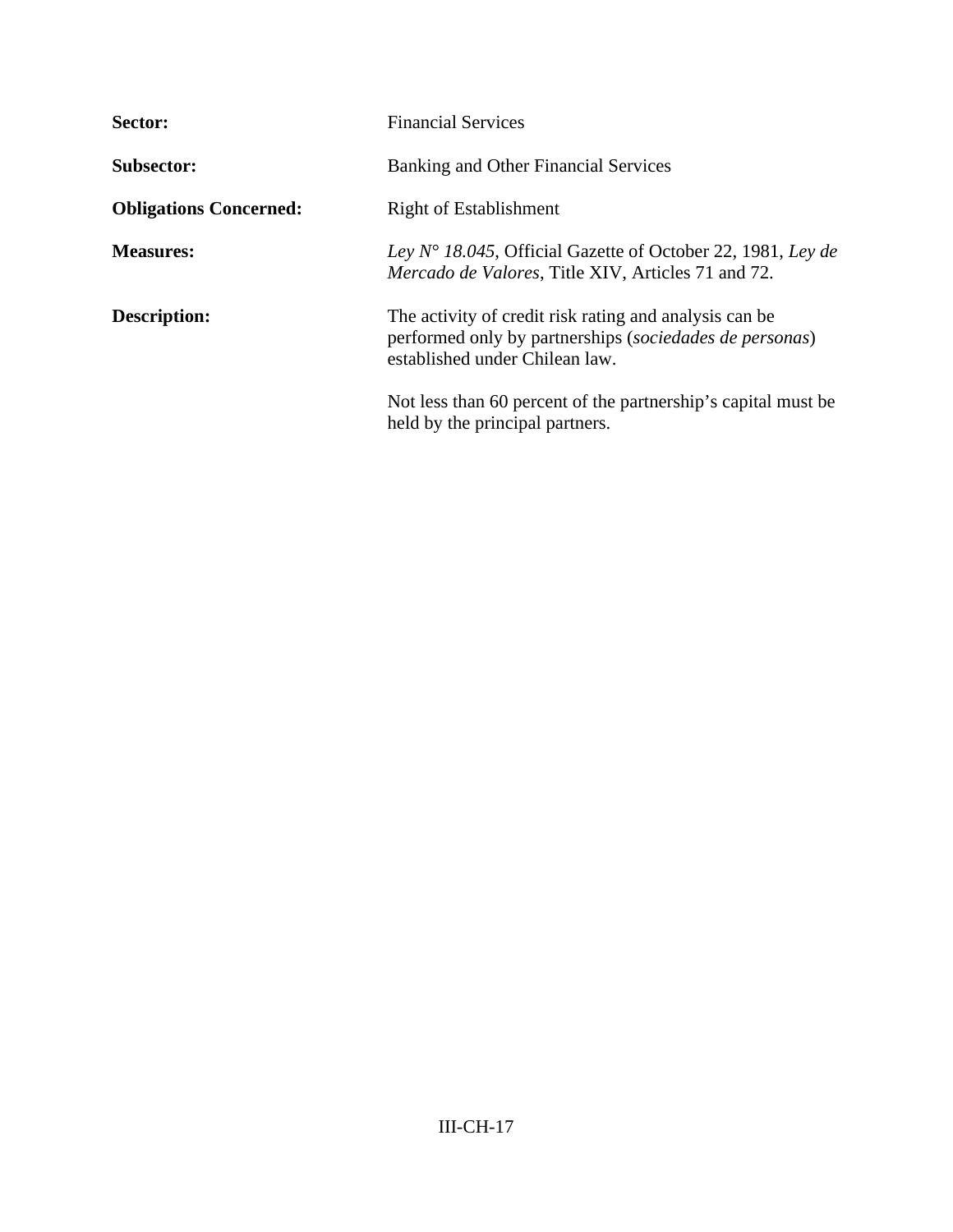**Sector:** Financial Services

**Subsector:** Banking and Other Financial Services

**Obligations Concerned:** Right of Establishment

**Measures:** *Ley N° 18.045*, Official Gazette of October 22, 1981, *Ley de Mercado de Valores*, Title XIV, Articles 71 and 72.

**Description:** The activity of credit risk rating and analysis can be performed only by partnerships (*sociedades de personas*) established under Chilean law.

Not less than 60 percent of the partnership's capital must be held by the principal partners.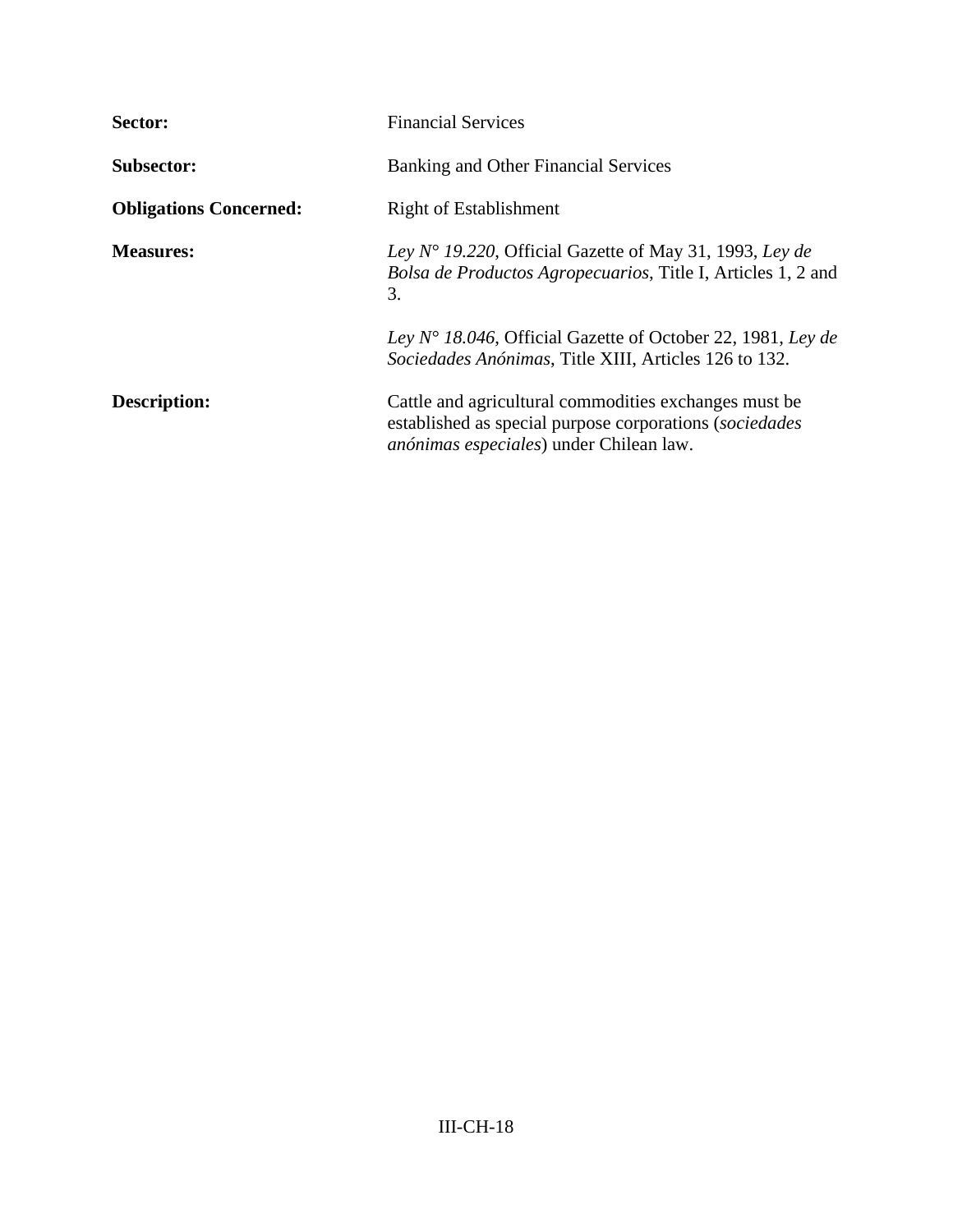| | |
|---|---|
| **Sector:** | Financial Services |
| **Subsector:** | Banking and Other Financial Services |
| **Obligations Concerned:** | Right of Establishment |
| **Measures:** | *Ley N° 19.220*, Official Gazette of May 31, 1993, *Ley de Bolsa de Productos Agropecuarios*, Title I, Articles 1, 2 and 3.<br><br>*Ley N° 18.046*, Official Gazette of October 22, 1981, *Ley de Sociedades Anónimas*, Title XIII, Articles 126 to 132. |
| **Description:** | Cattle and agricultural commodities exchanges must be established as special purpose corporations (*sociedades anónimas especiales*) under Chilean law. |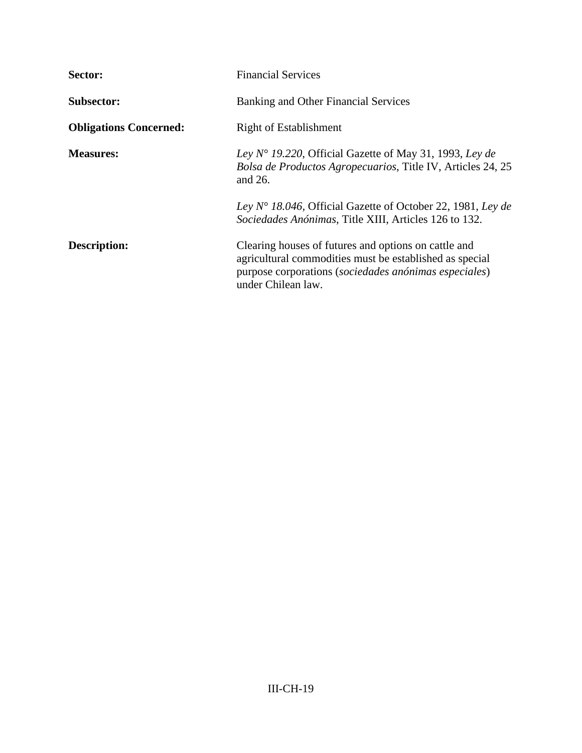**Sector:** Financial Services

**Subsector:** Banking and Other Financial Services

**Obligations Concerned:** Right of Establishment

**Measures:** *Ley N° 19.220*, Official Gazette of May 31, 1993, *Ley de Bolsa de Productos Agropecuarios*, Title IV, Articles 24, 25 and 26.

*Ley N° 18.046*, Official Gazette of October 22, 1981, *Ley de Sociedades Anónimas*, Title XIII, Articles 126 to 132.

**Description:** Clearing houses of futures and options on cattle and agricultural commodities must be established as special purpose corporations (*sociedades anónimas especiales*) under Chilean law.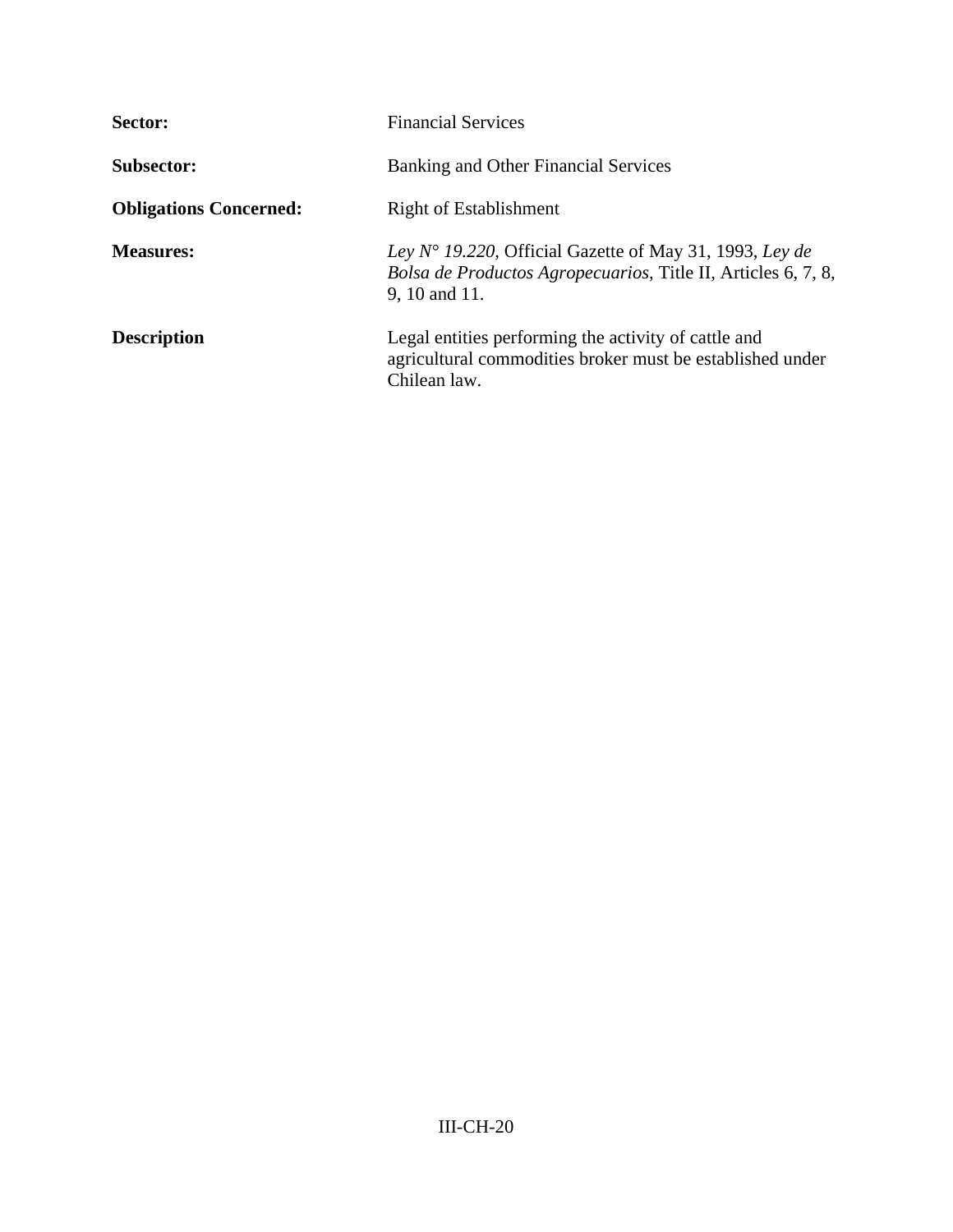**Sector:** Financial Services

**Subsector:** Banking and Other Financial Services

**Obligations Concerned:** Right of Establishment

**Measures:** *Ley N° 19.220*, Official Gazette of May 31, 1993, *Ley de Bolsa de Productos Agropecuarios*, Title II, Articles 6, 7, 8, 9, 10 and 11.

**Description** Legal entities performing the activity of cattle and agricultural commodities broker must be established under Chilean law.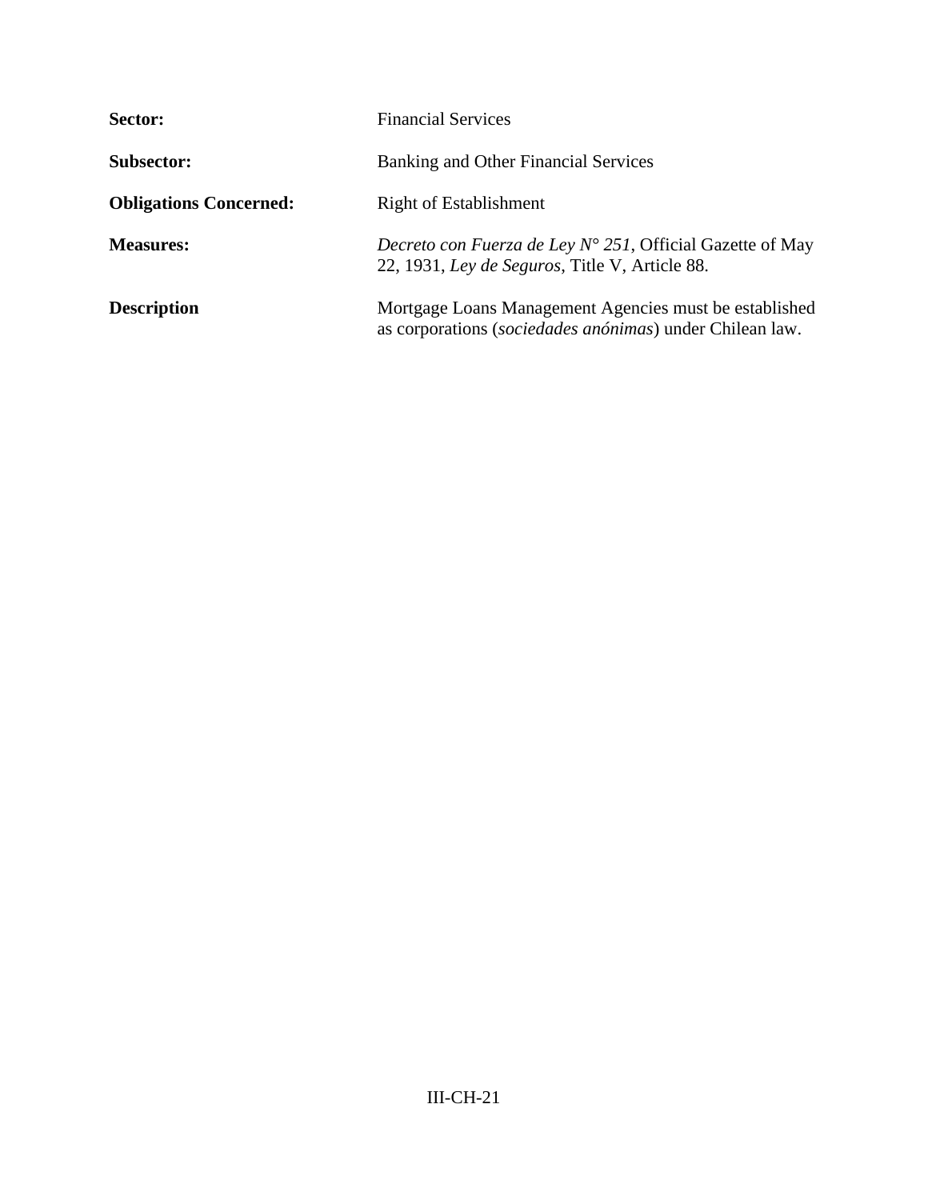| | |
|---|---|
| **Sector:** | Financial Services |
| **Subsector:** | Banking and Other Financial Services |
| **Obligations Concerned:** | Right of Establishment |
| **Measures:** | *Decreto con Fuerza de Ley N° 251*, Official Gazette of May 22, 1931, *Ley de Seguros*, Title V, Article 88. |
| **Description** | Mortgage Loans Management Agencies must be established as corporations (*sociedades anónimas*) under Chilean law. |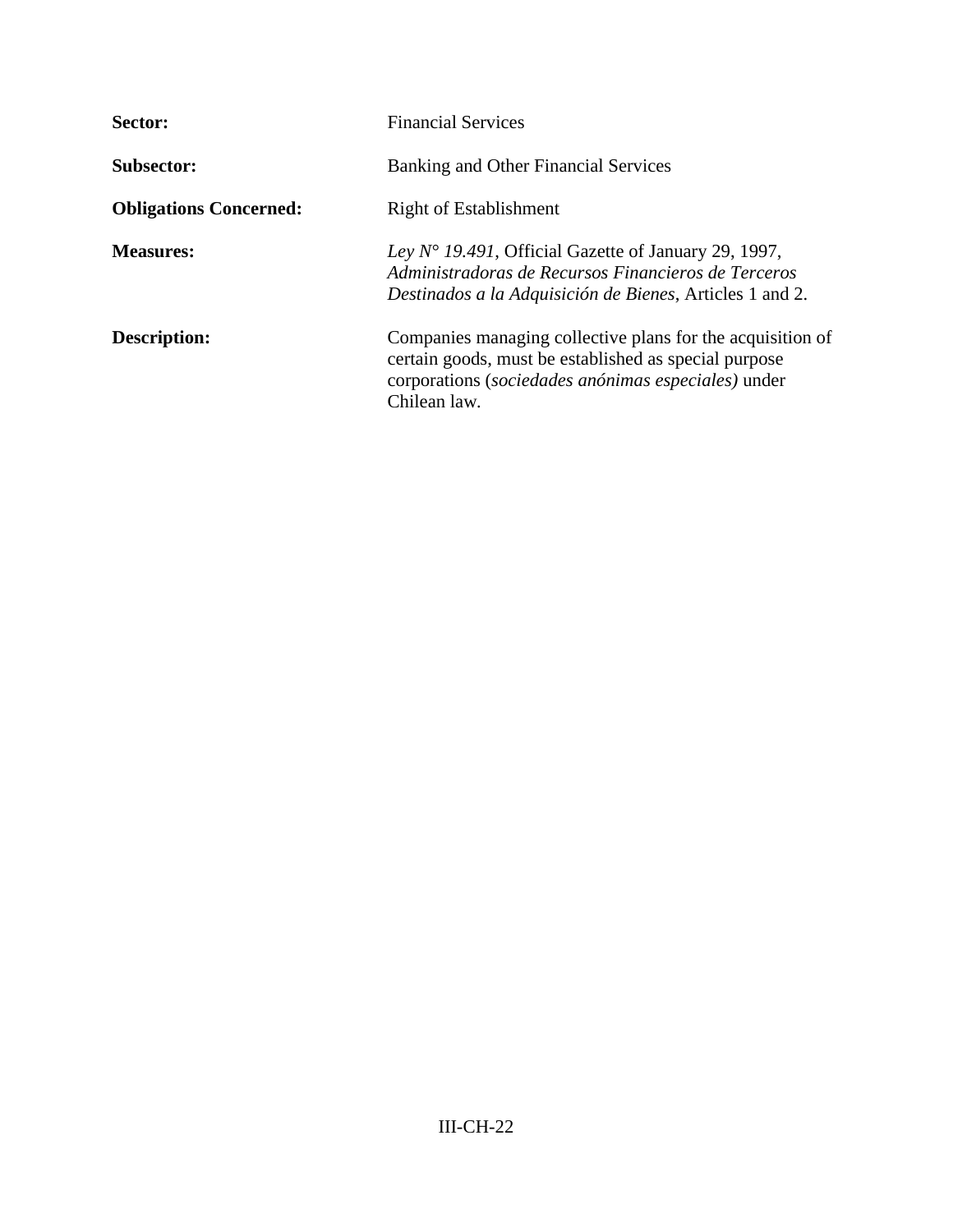**Sector:** Financial Services

**Subsector:** Banking and Other Financial Services

**Obligations Concerned:** Right of Establishment

**Measures:** *Ley N° 19.491*, Official Gazette of January 29, 1997, *Administradoras de Recursos Financieros de Terceros Destinados a la Adquisición de Bienes*, Articles 1 and 2.

**Description:** Companies managing collective plans for the acquisition of certain goods, must be established as special purpose corporations (*sociedades anónimas especiales)* under Chilean law.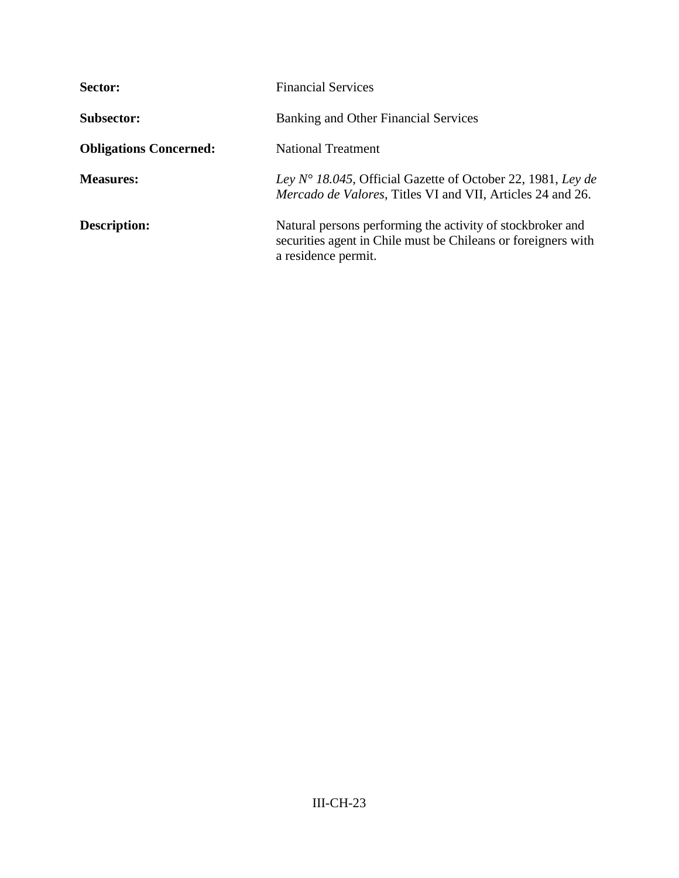**Sector:** Financial Services

**Subsector:** Banking and Other Financial Services

**Obligations Concerned:** National Treatment

**Measures:** *Ley N° 18.045*, Official Gazette of October 22, 1981, *Ley de Mercado de Valores*, Titles VI and VII, Articles 24 and 26.

**Description:** Natural persons performing the activity of stockbroker and securities agent in Chile must be Chileans or foreigners with a residence permit.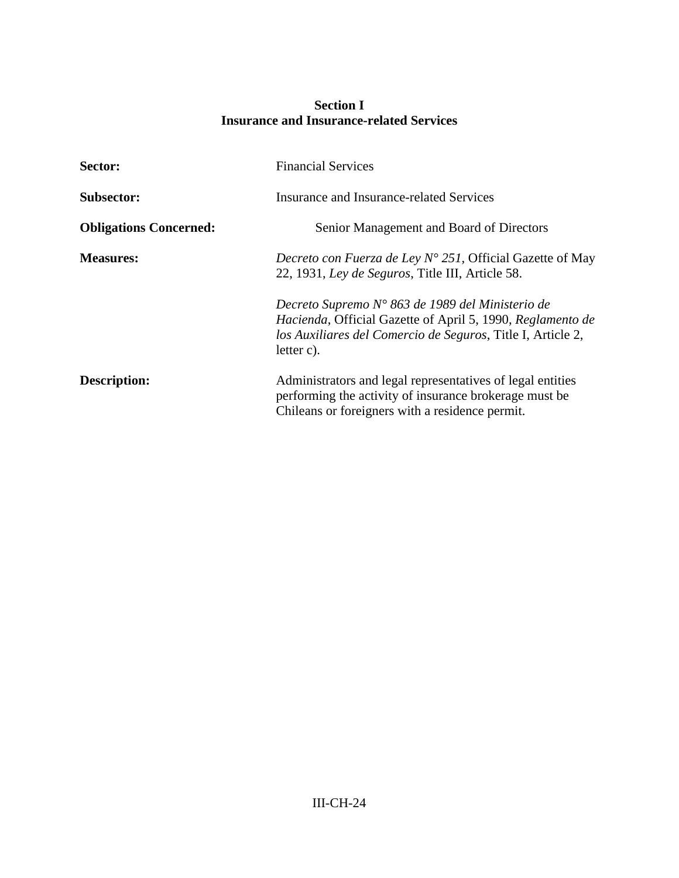## Section I
## Insurance and Insurance-related Services

**Sector:** Financial Services

**Subsector:** Insurance and Insurance-related Services

**Obligations Concerned:** Senior Management and Board of Directors

**Measures:** *Decreto con Fuerza de Ley N° 251*, Official Gazette of May 22, 1931, *Ley de Seguros*, Title III, Article 58.

*Decreto Supremo N° 863 de 1989 del Ministerio de Hacienda*, Official Gazette of April 5, 1990, *Reglamento de los Auxiliares del Comercio de Seguros*, Title I, Article 2, letter c).

**Description:** Administrators and legal representatives of legal entities performing the activity of insurance brokerage must be Chileans or foreigners with a residence permit.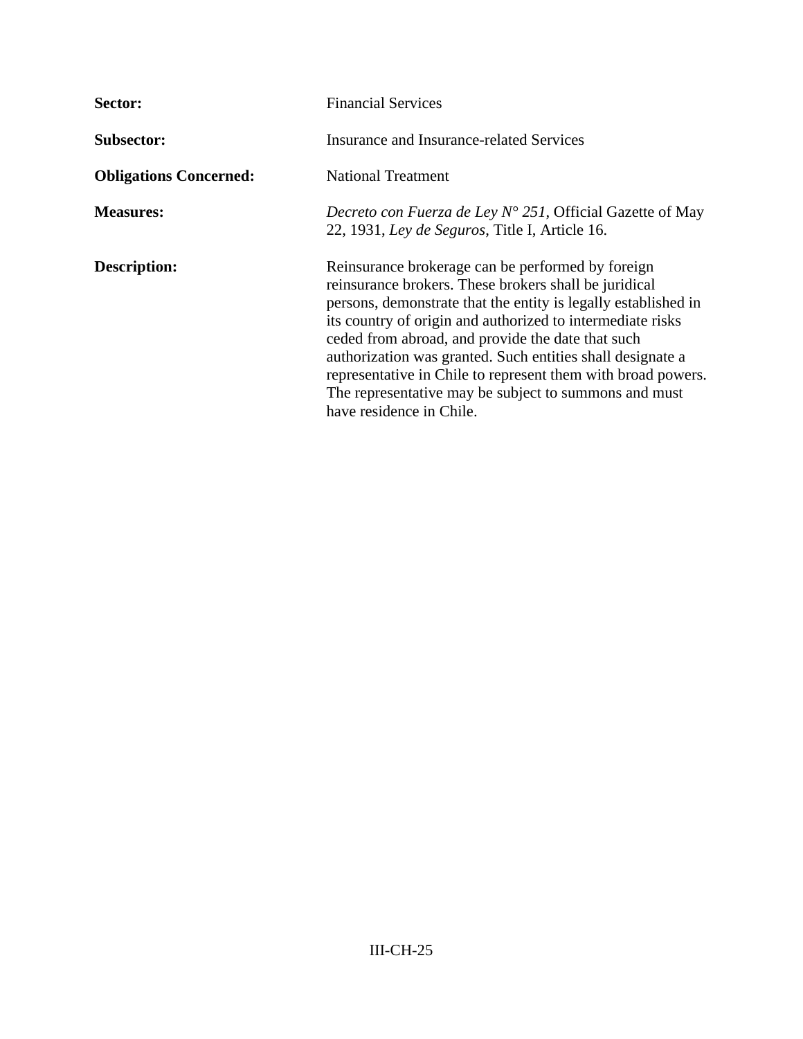**Sector:** Financial Services

**Subsector:** Insurance and Insurance-related Services

**Obligations Concerned:** National Treatment

**Measures:** *Decreto con Fuerza de Ley N° 251*, Official Gazette of May 22, 1931, *Ley de Seguros*, Title I, Article 16.

**Description:** Reinsurance brokerage can be performed by foreign reinsurance brokers. These brokers shall be juridical persons, demonstrate that the entity is legally established in its country of origin and authorized to intermediate risks ceded from abroad, and provide the date that such authorization was granted. Such entities shall designate a representative in Chile to represent them with broad powers. The representative may be subject to summons and must have residence in Chile.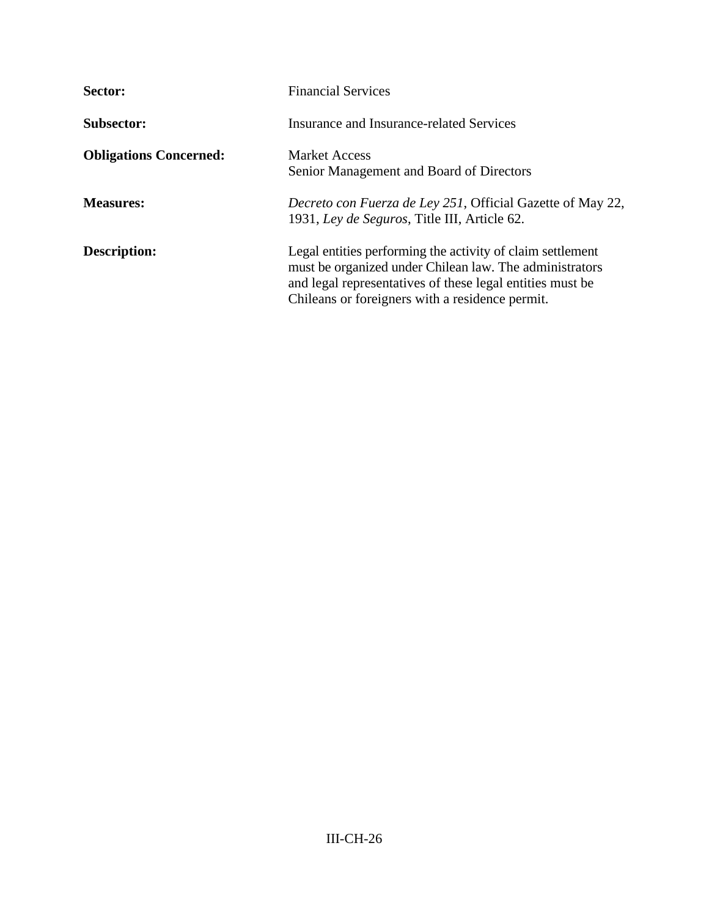| | |
|---|---|
| **Sector:** | Financial Services |
| **Subsector:** | Insurance and Insurance-related Services |
| **Obligations Concerned:** | Market Access<br>Senior Management and Board of Directors |
| **Measures:** | *Decreto con Fuerza de Ley 251*, Official Gazette of May 22, 1931, *Ley de Seguros*, Title III, Article 62. |
| **Description:** | Legal entities performing the activity of claim settlement must be organized under Chilean law. The administrators and legal representatives of these legal entities must be Chileans or foreigners with a residence permit. |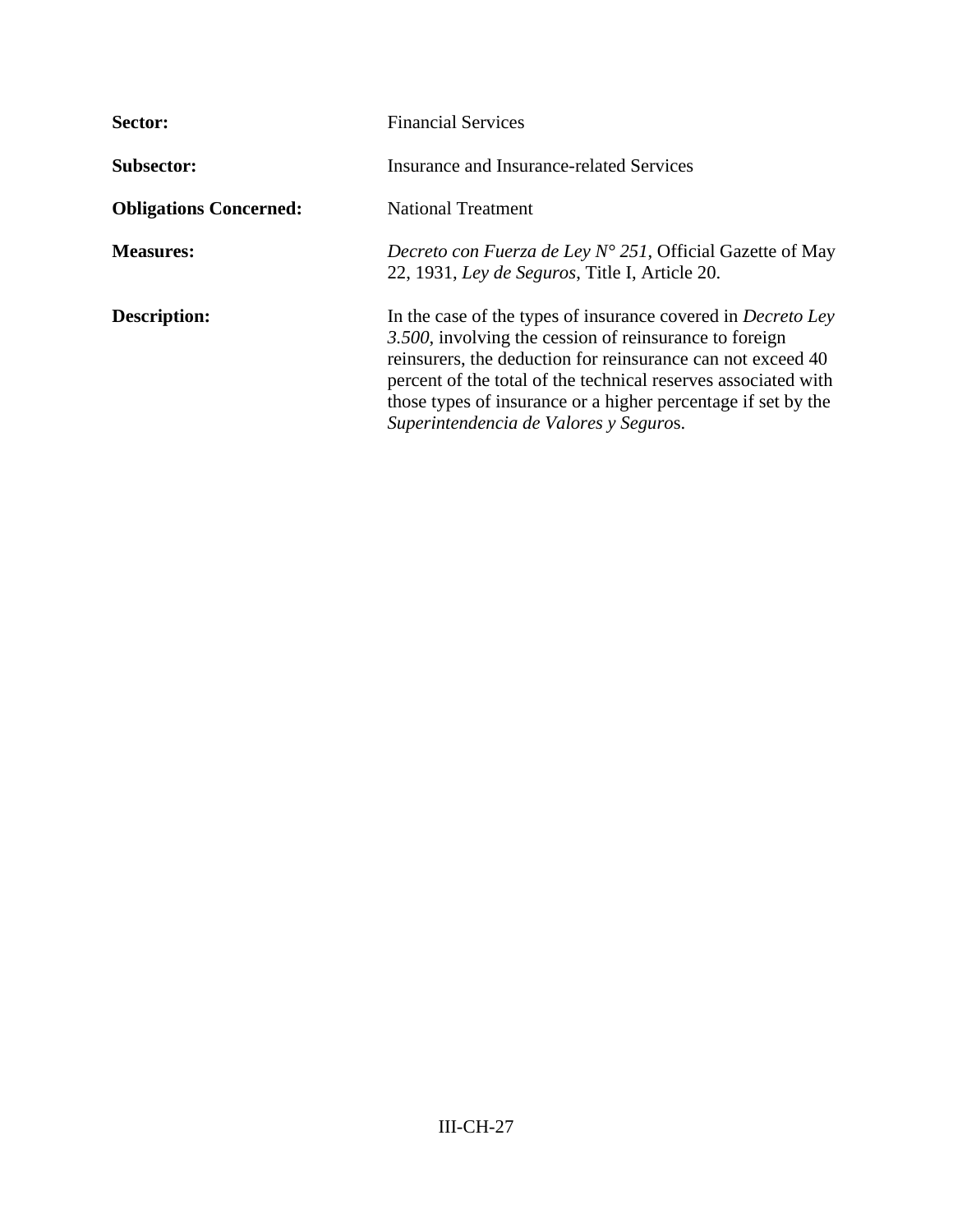**Sector:** Financial Services

**Subsector:** Insurance and Insurance-related Services

**Obligations Concerned:** National Treatment

**Measures:** *Decreto con Fuerza de Ley N° 251*, Official Gazette of May 22, 1931, *Ley de Seguros*, Title I, Article 20.

**Description:** In the case of the types of insurance covered in *Decreto Ley 3.500*, involving the cession of reinsurance to foreign reinsurers, the deduction for reinsurance can not exceed 40 percent of the total of the technical reserves associated with those types of insurance or a higher percentage if set by the *Superintendencia de Valores y Seguro*s.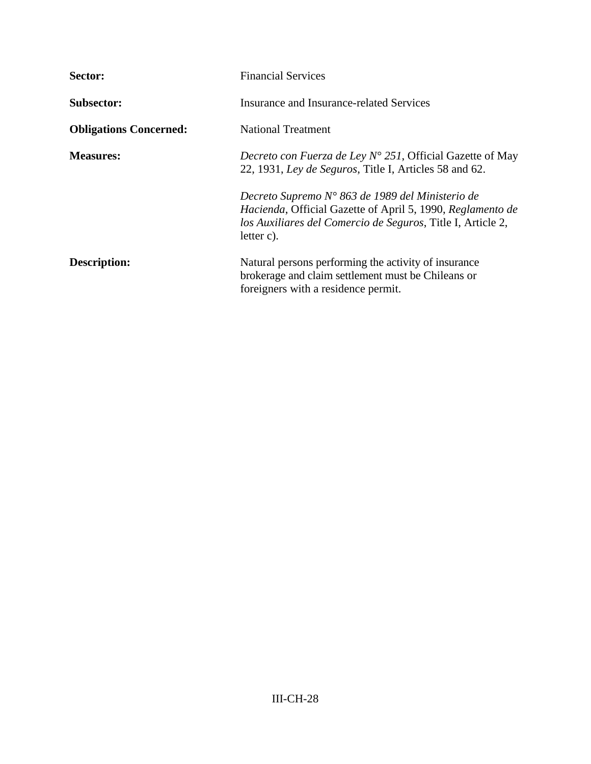**Sector:** Financial Services

**Subsector:** Insurance and Insurance-related Services

**Obligations Concerned:** National Treatment

**Measures:** *Decreto con Fuerza de Ley N° 251*, Official Gazette of May 22, 1931, *Ley de Seguros*, Title I, Articles 58 and 62.

*Decreto Supremo N° 863 de 1989 del Ministerio de Hacienda*, Official Gazette of April 5, 1990, *Reglamento de los Auxiliares del Comercio de Seguros*, Title I, Article 2, letter c).

**Description:** Natural persons performing the activity of insurance brokerage and claim settlement must be Chileans or foreigners with a residence permit.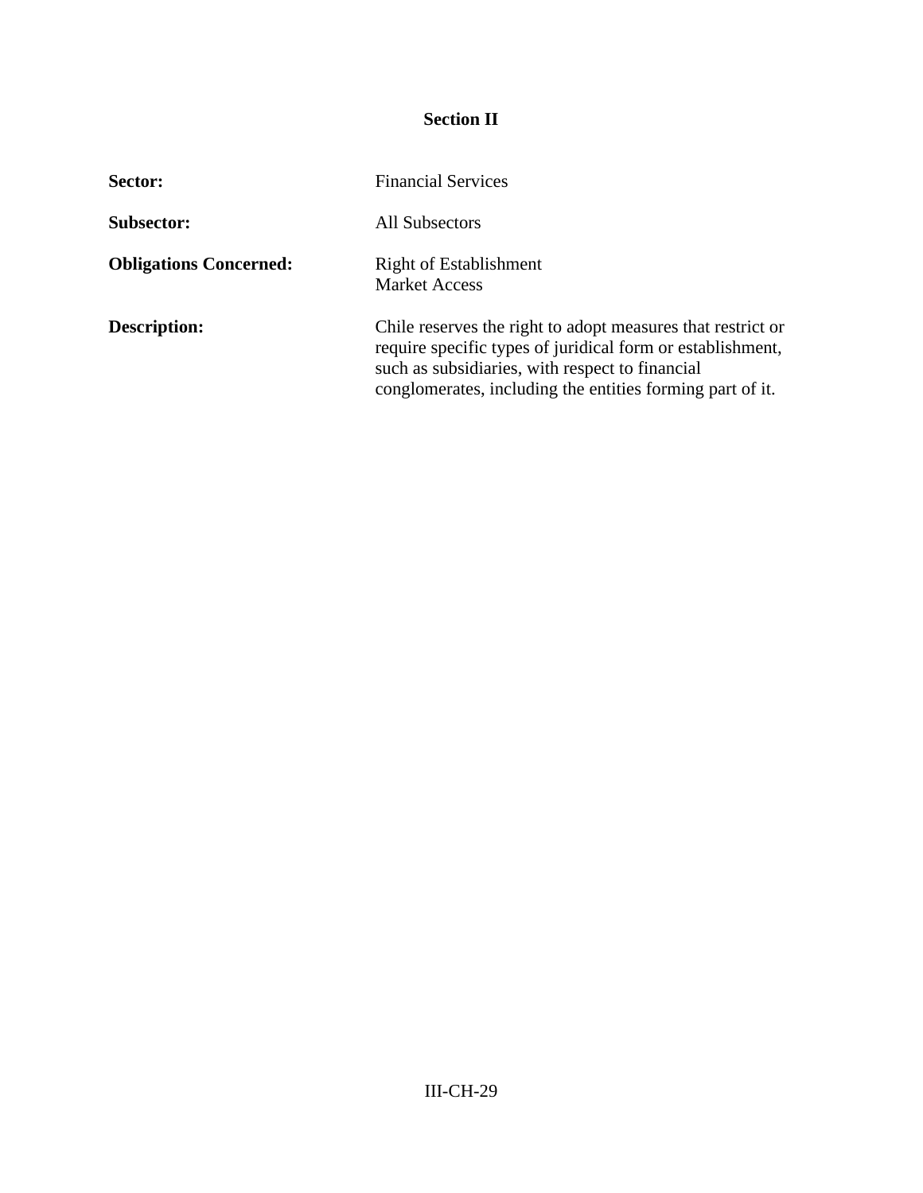## Section II

**Sector:** Financial Services

**Subsector:** All Subsectors

**Obligations Concerned:** Right of Establishment
Market Access

**Description:** Chile reserves the right to adopt measures that restrict or require specific types of juridical form or establishment, such as subsidiaries, with respect to financial conglomerates, including the entities forming part of it.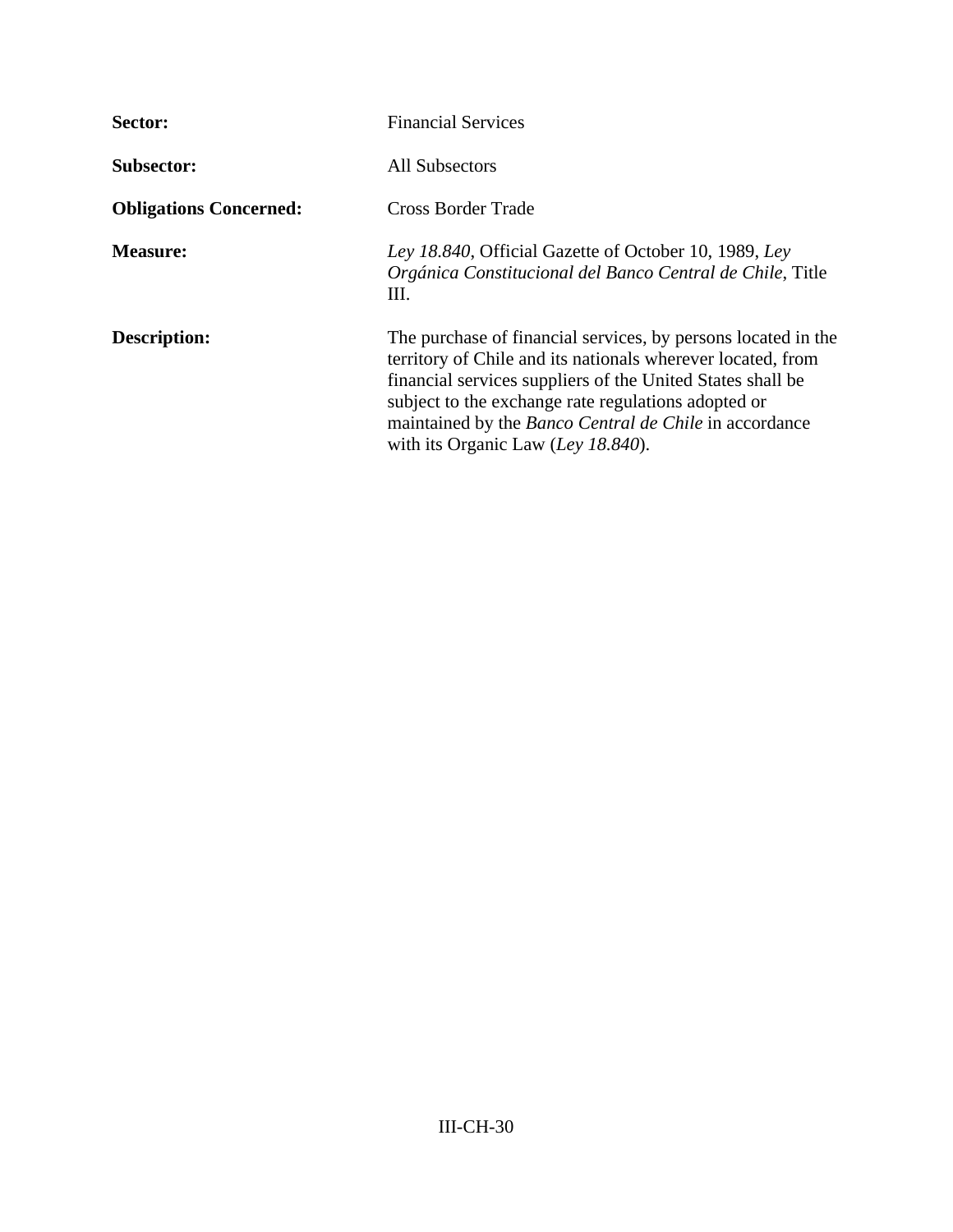**Sector:** Financial Services

**Subsector:** All Subsectors

**Obligations Concerned:** Cross Border Trade

**Measure:** *Ley 18.840*, Official Gazette of October 10, 1989, *Ley Orgánica Constitucional del Banco Central de Chile*, Title III.

**Description:** The purchase of financial services, by persons located in the territory of Chile and its nationals wherever located, from financial services suppliers of the United States shall be subject to the exchange rate regulations adopted or maintained by the *Banco Central de Chile* in accordance with its Organic Law (*Ley 18.840*).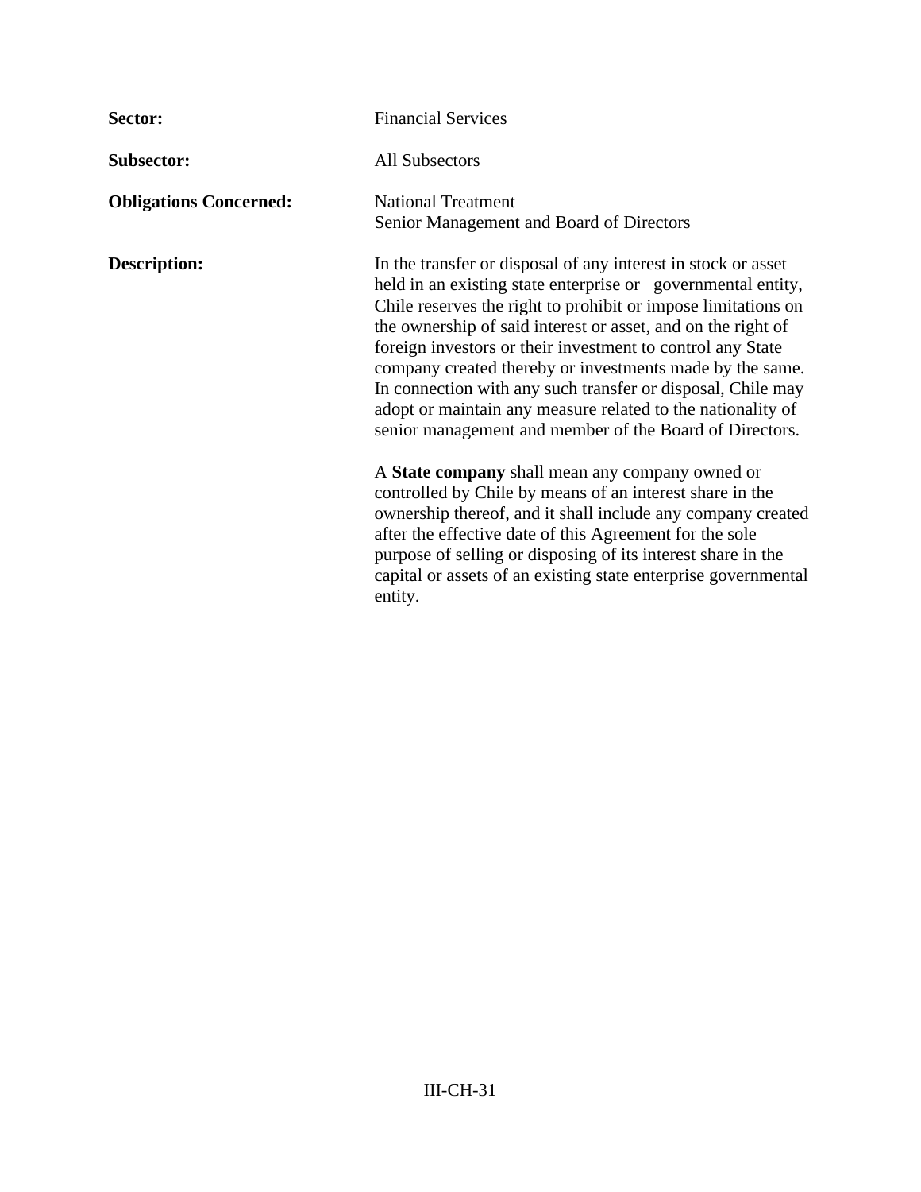| | |
|---|---|
| **Sector:** | Financial Services |
| **Subsector:** | All Subsectors |
| **Obligations Concerned:** | National Treatment<br>Senior Management and Board of Directors |
| **Description:** | In the transfer or disposal of any interest in stock or asset held in an existing state enterprise or governmental entity, Chile reserves the right to prohibit or impose limitations on the ownership of said interest or asset, and on the right of foreign investors or their investment to control any State company created thereby or investments made by the same. In connection with any such transfer or disposal, Chile may adopt or maintain any measure related to the nationality of senior management and member of the Board of Directors.<br><br>A **State company** shall mean any company owned or controlled by Chile by means of an interest share in the ownership thereof, and it shall include any company created after the effective date of this Agreement for the sole purpose of selling or disposing of its interest share in the capital or assets of an existing state enterprise governmental entity. |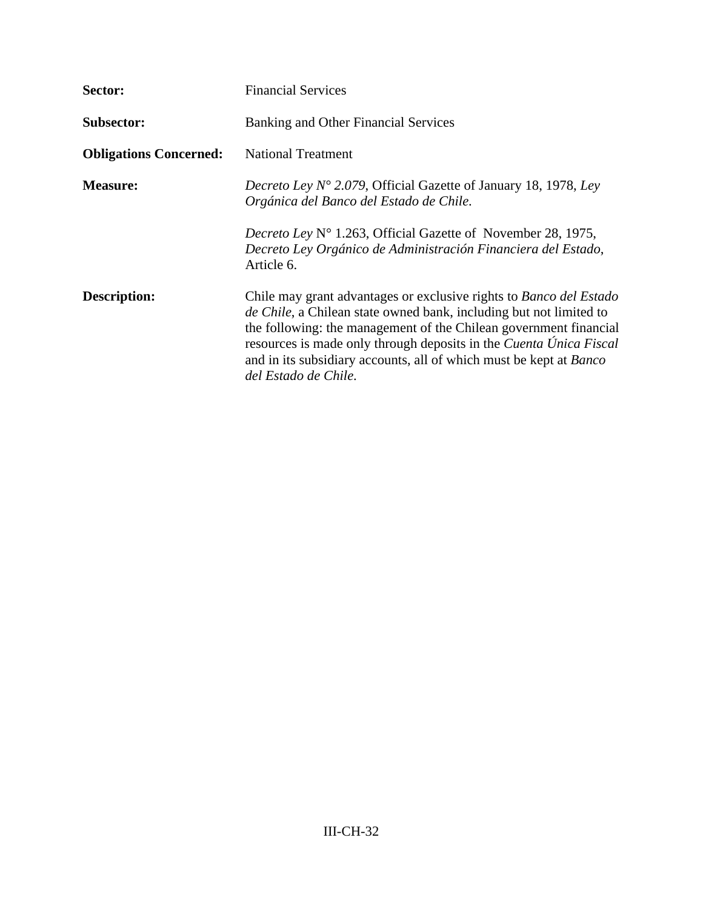| | |
|---|---|
| **Sector:** | Financial Services |
| **Subsector:** | Banking and Other Financial Services |
| **Obligations Concerned:** | National Treatment |
| **Measure:** | *Decreto Ley N° 2.079*, Official Gazette of January 18, 1978, *Ley Orgánica del Banco del Estado de Chile*.<br><br>*Decreto Ley* N° 1.263, Official Gazette of November 28, 1975, *Decreto Ley Orgánico de Administración Financiera del Estado*, Article 6. |
| **Description:** | Chile may grant advantages or exclusive rights to *Banco del Estado de Chile*, a Chilean state owned bank, including but not limited to the following: the management of the Chilean government financial resources is made only through deposits in the *Cuenta Única Fiscal* and in its subsidiary accounts, all of which must be kept at *Banco del Estado de Chile*. |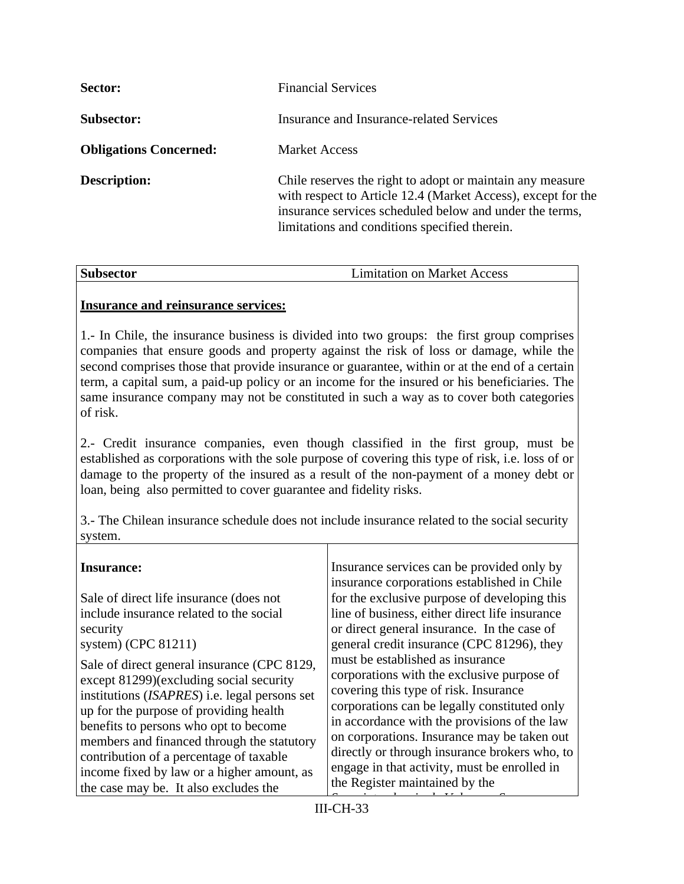| | |
|---|---|
| **Sector:** | Financial Services |
| **Subsector:** | Insurance and Insurance-related Services |
| **Obligations Concerned:** | Market Access |
| **Description:** | Chile reserves the right to adopt or maintain any measure with respect to Article 12.4 (Market Access), except for the insurance services scheduled below and under the terms, limitations and conditions specified therein. |

| **Subsector** | Limitation on Market Access |
|---|---|
| **<u>Insurance and reinsurance services:</u>**<br><br>1.- In Chile, the insurance business is divided into two groups: the first group comprises companies that ensure goods and property against the risk of loss or damage, while the second comprises those that provide insurance or guarantee, within or at the end of a certain term, a capital sum, a paid-up policy or an income for the insured or his beneficiaries. The same insurance company may not be constituted in such a way as to cover both categories of risk.<br><br>2.- Credit insurance companies, even though classified in the first group, must be established as corporations with the sole purpose of covering this type of risk, i.e. loss of or damage to the property of the insured as a result of the non-payment of a money debt or loan, being also permitted to cover guarantee and fidelity risks.<br><br>3.- The Chilean insurance schedule does not include insurance related to the social security system. | |
| **Insurance:**<br><br>Sale of direct life insurance (does not include insurance related to the social security system) (CPC 81211)<br><br>Sale of direct general insurance (CPC 8129, except 81299)(excluding social security institutions (*ISAPRES*) i.e. legal persons set up for the purpose of providing health benefits to persons who opt to become members and financed through the statutory contribution of a percentage of taxable income fixed by law or a higher amount, as the case may be. It also excludes the | Insurance services can be provided only by insurance corporations established in Chile for the exclusive purpose of developing this line of business, either direct life insurance or direct general insurance. In the case of general credit insurance (CPC 81296), they must be established as insurance corporations with the exclusive purpose of covering this type of risk. Insurance corporations can be legally constituted only in accordance with the provisions of the law on corporations. Insurance may be taken out directly or through insurance brokers who, to engage in that activity, must be enrolled in the Register maintained by the |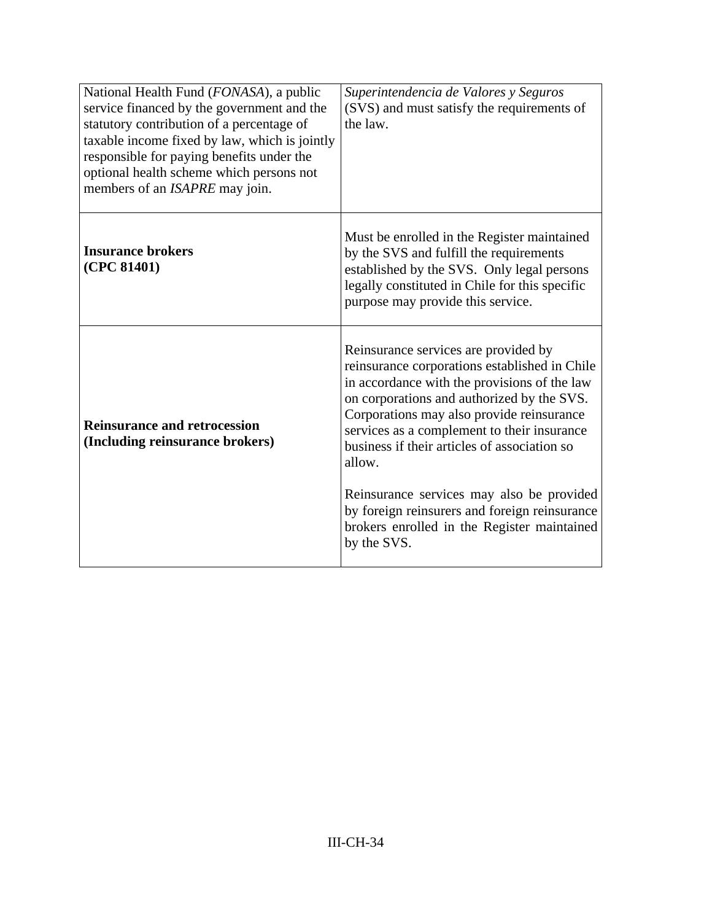| | |
|---|---|
| National Health Fund (*FONASA*), a public service financed by the government and the statutory contribution of a percentage of taxable income fixed by law, which is jointly responsible for paying benefits under the optional health scheme which persons not members of an *ISAPRE* may join. | *Superintendencia de Valores y Seguros* (SVS) and must satisfy the requirements of the law. |
| **Insurance brokers (CPC 81401)** | Must be enrolled in the Register maintained by the SVS and fulfill the requirements established by the SVS. Only legal persons legally constituted in Chile for this specific purpose may provide this service. |
| **Reinsurance and retrocession (Including reinsurance brokers)** | Reinsurance services are provided by reinsurance corporations established in Chile in accordance with the provisions of the law on corporations and authorized by the SVS. Corporations may also provide reinsurance services as a complement to their insurance business if their articles of association so allow.<br><br>Reinsurance services may also be provided by foreign reinsurers and foreign reinsurance brokers enrolled in the Register maintained by the SVS. |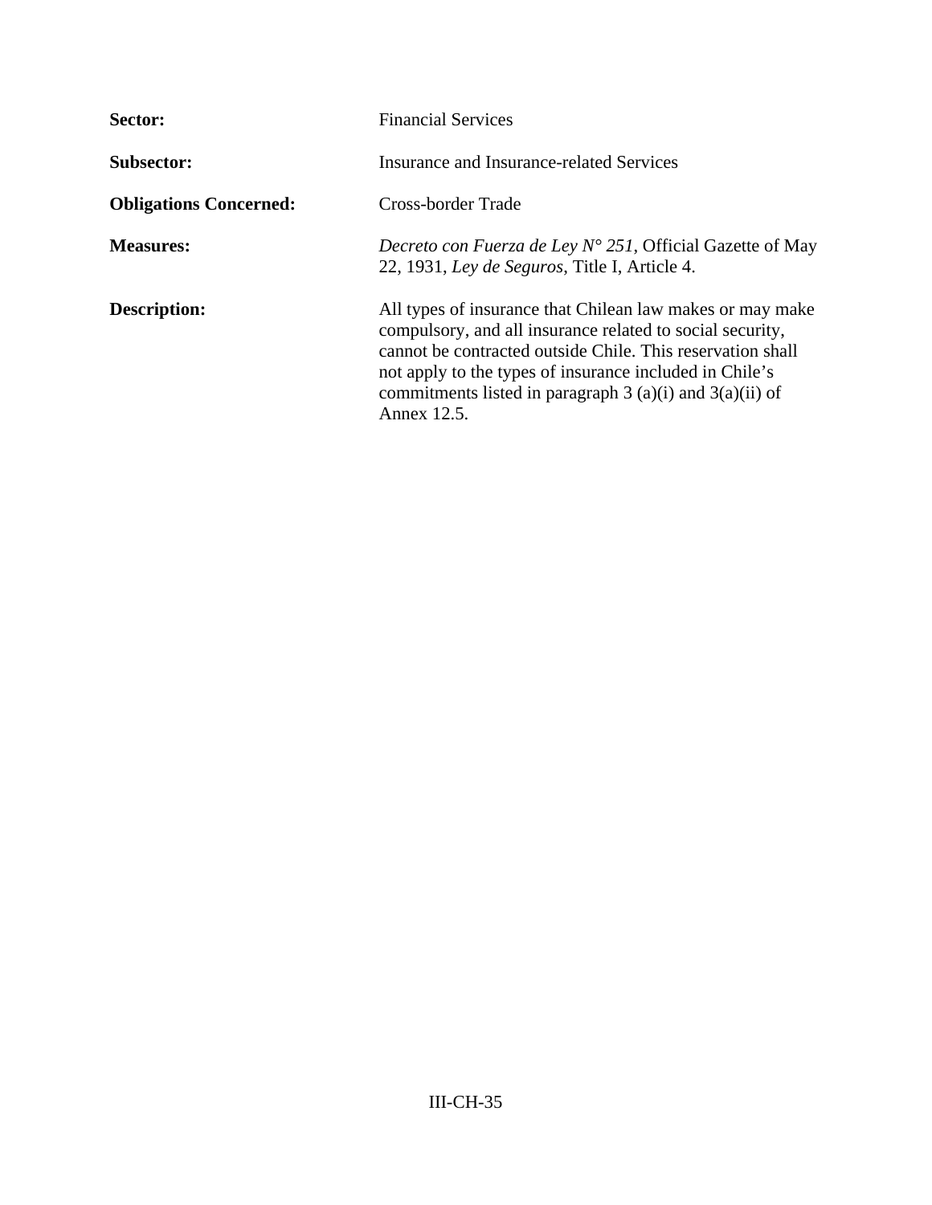**Sector:** Financial Services

**Subsector:** Insurance and Insurance-related Services

**Obligations Concerned:** Cross-border Trade

**Measures:** *Decreto con Fuerza de Ley N° 251,* Official Gazette of May 22, 1931, *Ley de Seguros*, Title I, Article 4.

**Description:** All types of insurance that Chilean law makes or may make compulsory, and all insurance related to social security, cannot be contracted outside Chile. This reservation shall not apply to the types of insurance included in Chile's commitments listed in paragraph 3 (a)(i) and 3(a)(ii) of Annex 12.5.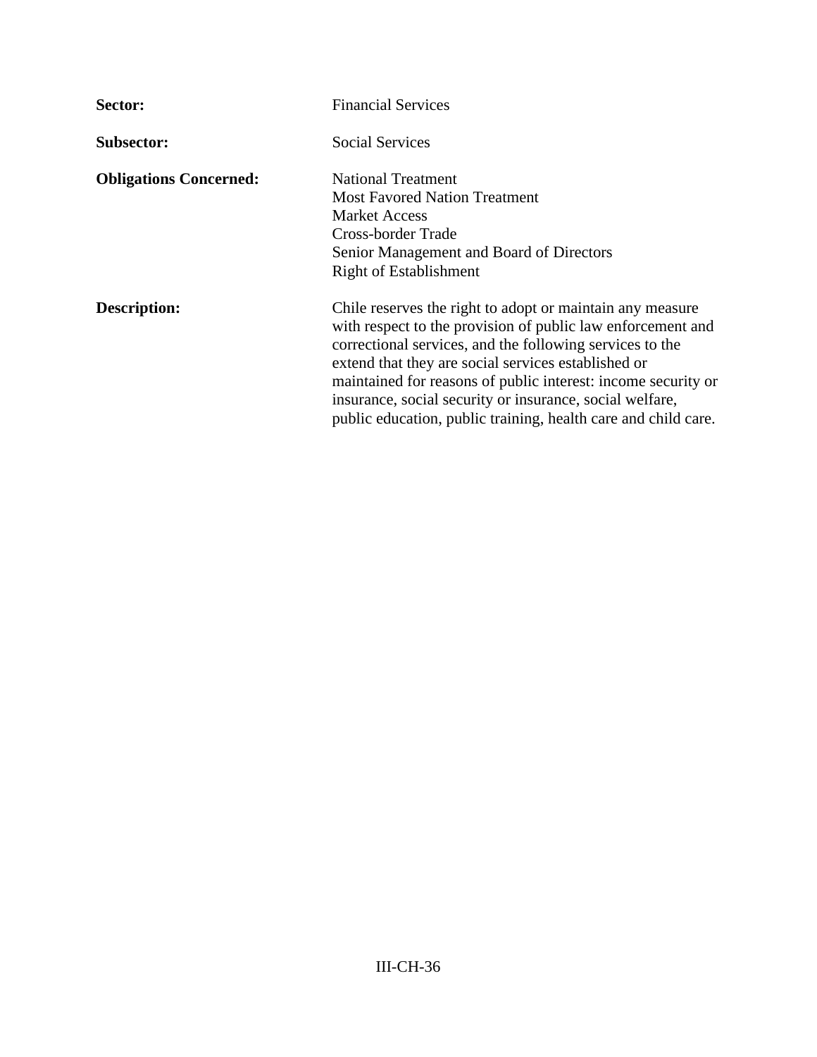**Sector:** Financial Services

**Subsector:** Social Services

**Obligations Concerned:** National Treatment
Most Favored Nation Treatment
Market Access
Cross-border Trade
Senior Management and Board of Directors
Right of Establishment

**Description:** Chile reserves the right to adopt or maintain any measure with respect to the provision of public law enforcement and correctional services, and the following services to the extend that they are social services established or maintained for reasons of public interest: income security or insurance, social security or insurance, social welfare, public education, public training, health care and child care.